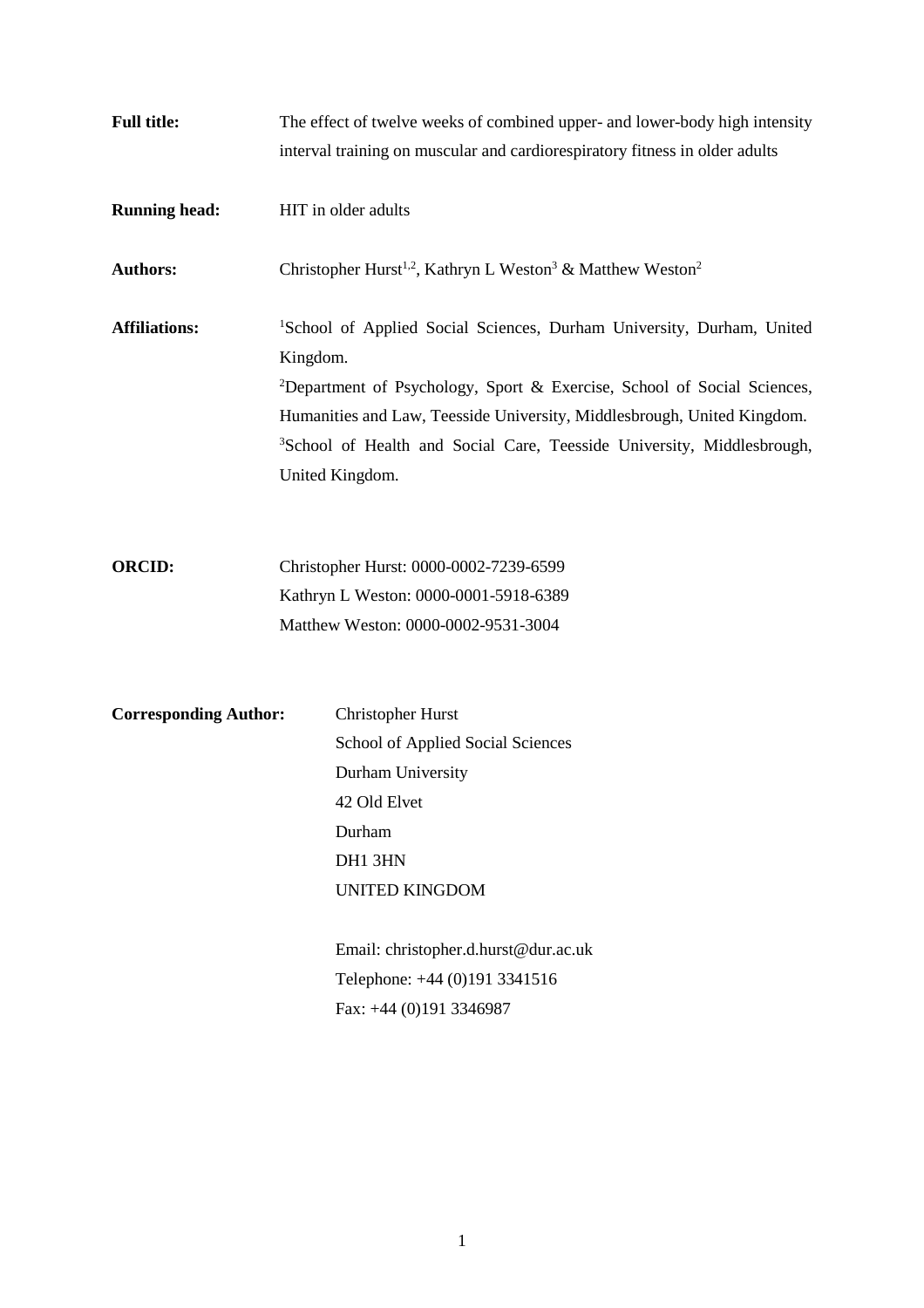**Full title:** The effect of twelve weeks of combined upper- and lower-body high intensity interval training on muscular and cardiorespiratory fitness in older adults

**Running head:** HIT in older adults

**Authors:** Christopher Hurst[1,2], Kathryn L Weston[3] & Matthew Weston[2]

**Affiliations:** [1]School of Applied Social Sciences, Durham University, Durham, United Kingdom.
[2]Department of Psychology, Sport & Exercise, School of Social Sciences, Humanities and Law, Teesside University, Middlesbrough, United Kingdom.
[3]School of Health and Social Care, Teesside University, Middlesbrough, United Kingdom.

**ORCID:** Christopher Hurst: 0000-0002-7239-6599
Kathryn L Weston: 0000-0001-5918-6389
Matthew Weston: 0000-0002-9531-3004

**Corresponding Author:** Christopher Hurst
School of Applied Social Sciences
Durham University
42 Old Elvet
Durham
DH1 3HN
UNITED KINGDOM

Email: christopher.d.hurst@dur.ac.uk
Telephone: +44 (0)191 3341516
Fax: +44 (0)191 3346987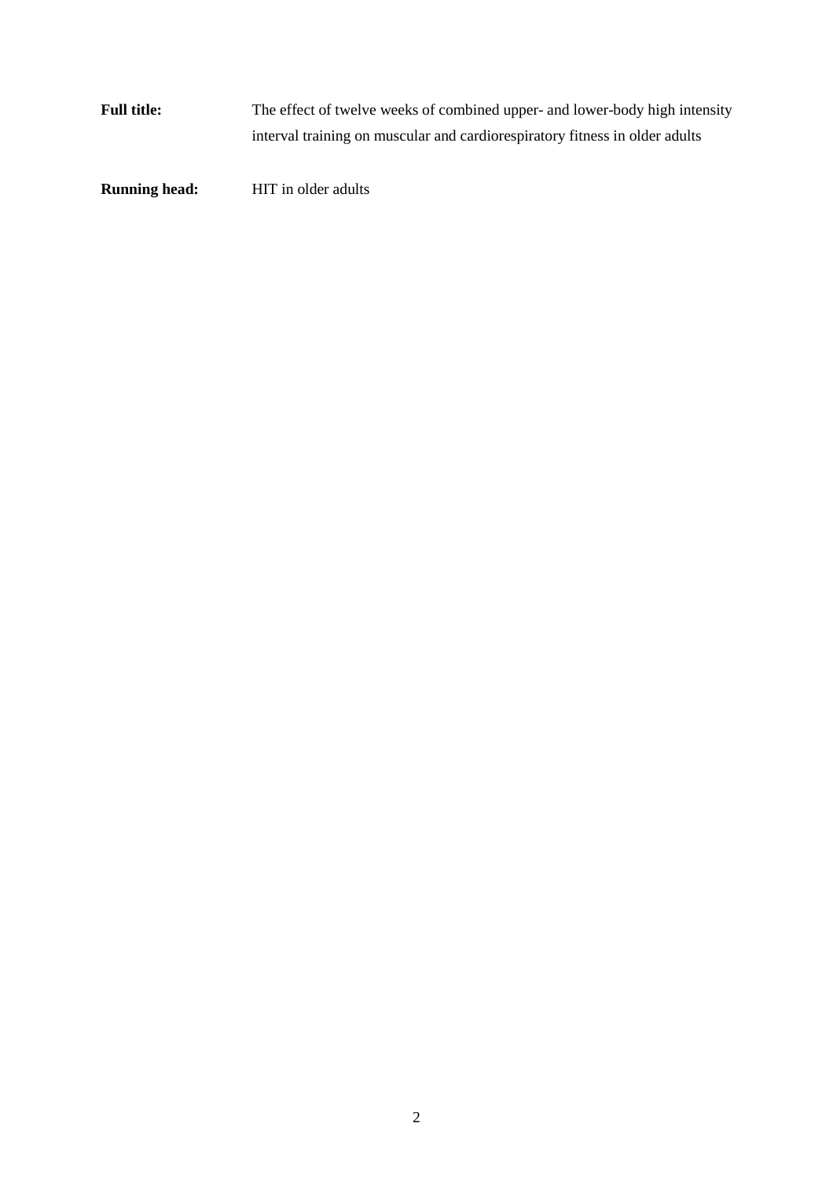**Full title:** The effect of twelve weeks of combined upper- and lower-body high intensity interval training on muscular and cardiorespiratory fitness in older adults

**Running head:** HIT in older adults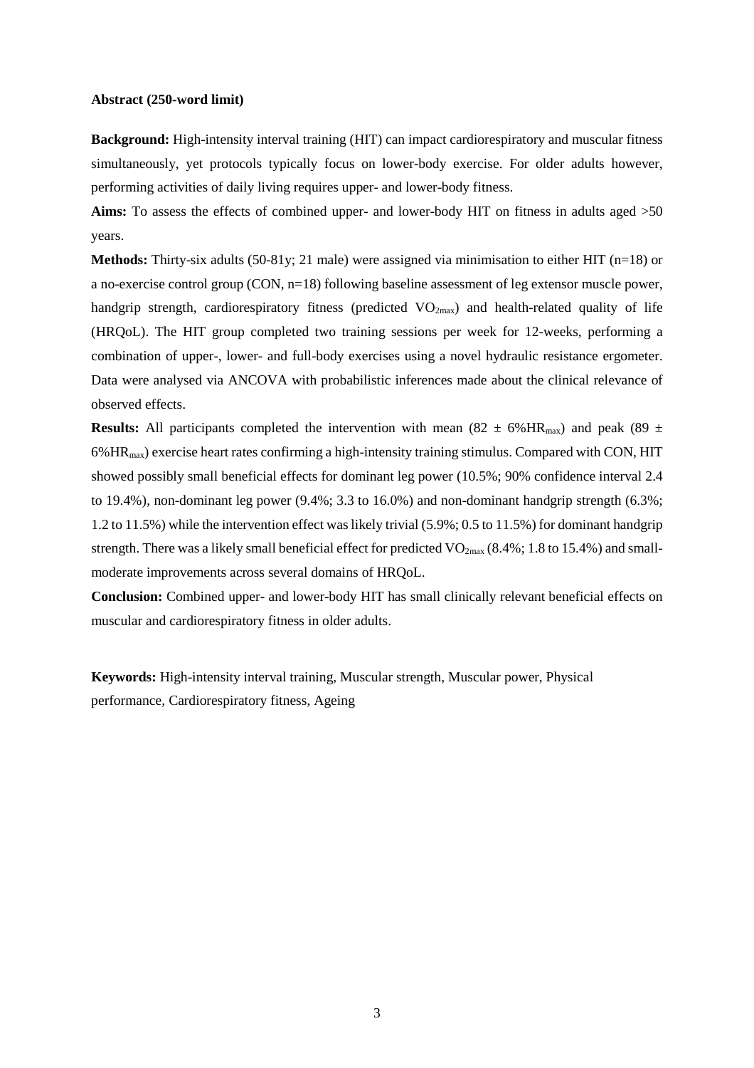**Abstract (250-word limit)**

**Background:** High-intensity interval training (HIT) can impact cardiorespiratory and muscular fitness simultaneously, yet protocols typically focus on lower-body exercise. For older adults however, performing activities of daily living requires upper- and lower-body fitness.

**Aims:** To assess the effects of combined upper- and lower-body HIT on fitness in adults aged >50 years.

**Methods:** Thirty-six adults (50-81y; 21 male) were assigned via minimisation to either HIT (n=18) or a no-exercise control group (CON, n=18) following baseline assessment of leg extensor muscle power, handgrip strength, cardiorespiratory fitness (predicted $VO_{2max}$) and health-related quality of life (HRQoL). The HIT group completed two training sessions per week for 12-weeks, performing a combination of upper-, lower- and full-body exercises using a novel hydraulic resistance ergometer. Data were analysed via ANCOVA with probabilistic inferences made about the clinical relevance of observed effects.

**Results:** All participants completed the intervention with mean (82 ± 6%$HR_{max}$) and peak (89 ± 6%$HR_{max}$) exercise heart rates confirming a high-intensity training stimulus. Compared with CON, HIT showed possibly small beneficial effects for dominant leg power (10.5%; 90% confidence interval 2.4 to 19.4%), non-dominant leg power (9.4%; 3.3 to 16.0%) and non-dominant handgrip strength (6.3%; 1.2 to 11.5%) while the intervention effect was likely trivial (5.9%; 0.5 to 11.5%) for dominant handgrip strength. There was a likely small beneficial effect for predicted $VO_{2max}$ (8.4%; 1.8 to 15.4%) and small-moderate improvements across several domains of HRQoL.

**Conclusion:** Combined upper- and lower-body HIT has small clinically relevant beneficial effects on muscular and cardiorespiratory fitness in older adults.

**Keywords:** High-intensity interval training, Muscular strength, Muscular power, Physical performance, Cardiorespiratory fitness, Ageing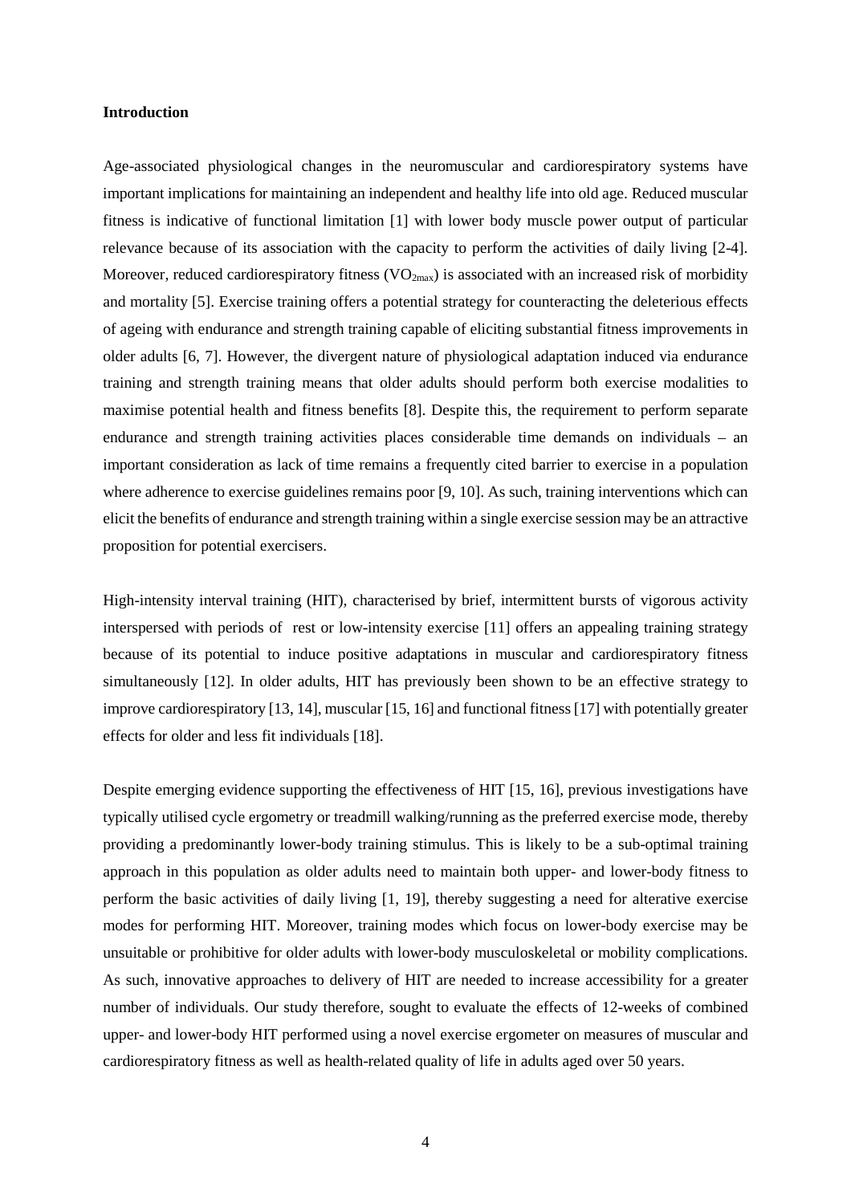**Introduction**

Age-associated physiological changes in the neuromuscular and cardiorespiratory systems have important implications for maintaining an independent and healthy life into old age. Reduced muscular fitness is indicative of functional limitation [1] with lower body muscle power output of particular relevance because of its association with the capacity to perform the activities of daily living [2-4]. Moreover, reduced cardiorespiratory fitness ($VO_{2max}$) is associated with an increased risk of morbidity and mortality [5]. Exercise training offers a potential strategy for counteracting the deleterious effects of ageing with endurance and strength training capable of eliciting substantial fitness improvements in older adults [6, 7]. However, the divergent nature of physiological adaptation induced via endurance training and strength training means that older adults should perform both exercise modalities to maximise potential health and fitness benefits [8]. Despite this, the requirement to perform separate endurance and strength training activities places considerable time demands on individuals – an important consideration as lack of time remains a frequently cited barrier to exercise in a population where adherence to exercise guidelines remains poor [9, 10]. As such, training interventions which can elicit the benefits of endurance and strength training within a single exercise session may be an attractive proposition for potential exercisers.

High-intensity interval training (HIT), characterised by brief, intermittent bursts of vigorous activity interspersed with periods of rest or low-intensity exercise [11] offers an appealing training strategy because of its potential to induce positive adaptations in muscular and cardiorespiratory fitness simultaneously [12]. In older adults, HIT has previously been shown to be an effective strategy to improve cardiorespiratory [13, 14], muscular [15, 16] and functional fitness [17] with potentially greater effects for older and less fit individuals [18].

Despite emerging evidence supporting the effectiveness of HIT [15, 16], previous investigations have typically utilised cycle ergometry or treadmill walking/running as the preferred exercise mode, thereby providing a predominantly lower-body training stimulus. This is likely to be a sub-optimal training approach in this population as older adults need to maintain both upper- and lower-body fitness to perform the basic activities of daily living [1, 19], thereby suggesting a need for alterative exercise modes for performing HIT. Moreover, training modes which focus on lower-body exercise may be unsuitable or prohibitive for older adults with lower-body musculoskeletal or mobility complications. As such, innovative approaches to delivery of HIT are needed to increase accessibility for a greater number of individuals. Our study therefore, sought to evaluate the effects of 12-weeks of combined upper- and lower-body HIT performed using a novel exercise ergometer on measures of muscular and cardiorespiratory fitness as well as health-related quality of life in adults aged over 50 years.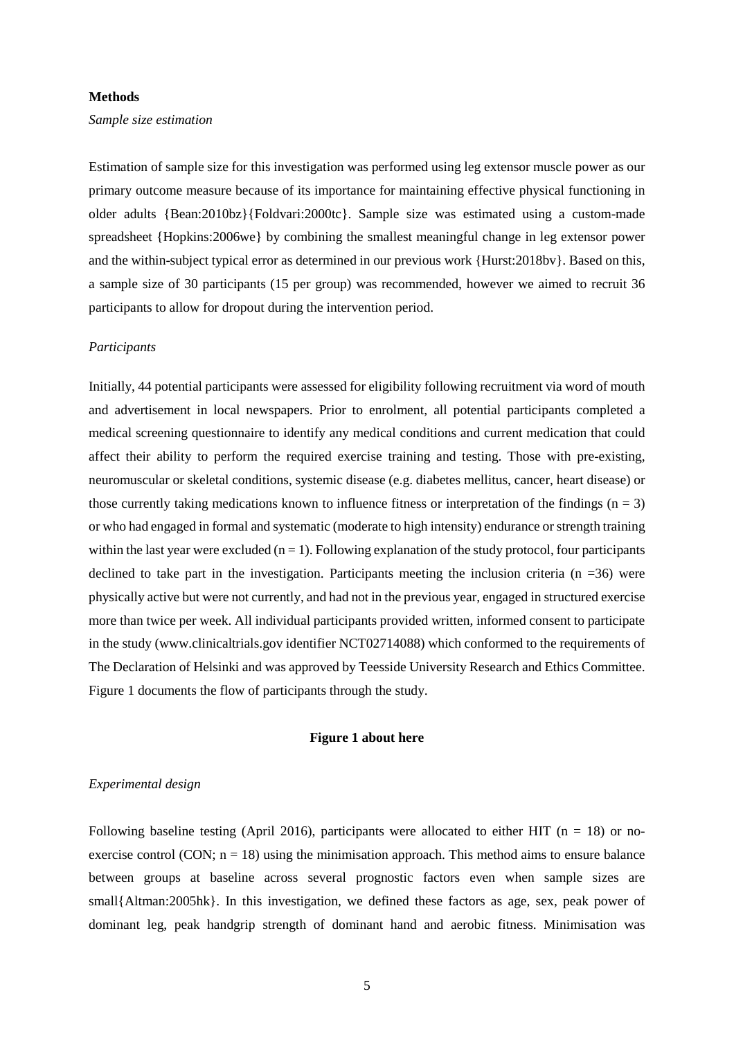**Methods**

*Sample size estimation*

Estimation of sample size for this investigation was performed using leg extensor muscle power as our primary outcome measure because of its importance for maintaining effective physical functioning in older adults {Bean:2010bz}{Foldvari:2000tc}. Sample size was estimated using a custom-made spreadsheet {Hopkins:2006we} by combining the smallest meaningful change in leg extensor power and the within-subject typical error as determined in our previous work {Hurst:2018bv}. Based on this, a sample size of 30 participants (15 per group) was recommended, however we aimed to recruit 36 participants to allow for dropout during the intervention period.

*Participants*

Initially, 44 potential participants were assessed for eligibility following recruitment via word of mouth and advertisement in local newspapers. Prior to enrolment, all potential participants completed a medical screening questionnaire to identify any medical conditions and current medication that could affect their ability to perform the required exercise training and testing. Those with pre-existing, neuromuscular or skeletal conditions, systemic disease (e.g. diabetes mellitus, cancer, heart disease) or those currently taking medications known to influence fitness or interpretation of the findings ($n = 3$) or who had engaged in formal and systematic (moderate to high intensity) endurance or strength training within the last year were excluded ($n = 1$). Following explanation of the study protocol, four participants declined to take part in the investigation. Participants meeting the inclusion criteria ($n = 36$) were physically active but were not currently, and had not in the previous year, engaged in structured exercise more than twice per week. All individual participants provided written, informed consent to participate in the study (www.clinicaltrials.gov identifier NCT02714088) which conformed to the requirements of The Declaration of Helsinki and was approved by Teesside University Research and Ethics Committee. Figure 1 documents the flow of participants through the study.

**Figure 1 about here**

*Experimental design*

Following baseline testing (April 2016), participants were allocated to either HIT ($n = 18$) or no-exercise control (CON; $n = 18$) using the minimisation approach. This method aims to ensure balance between groups at baseline across several prognostic factors even when sample sizes are small{Altman:2005hk}. In this investigation, we defined these factors as age, sex, peak power of dominant leg, peak handgrip strength of dominant hand and aerobic fitness. Minimisation was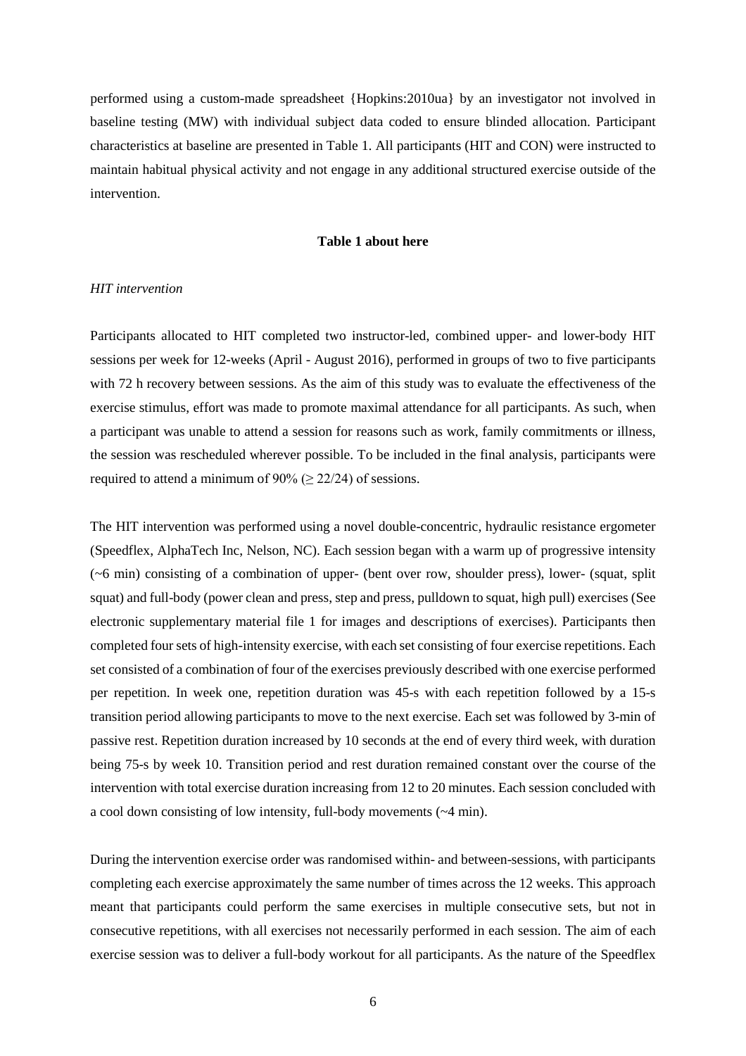performed using a custom-made spreadsheet {Hopkins:2010ua} by an investigator not involved in baseline testing (MW) with individual subject data coded to ensure blinded allocation. Participant characteristics at baseline are presented in Table 1. All participants (HIT and CON) were instructed to maintain habitual physical activity and not engage in any additional structured exercise outside of the intervention.

**Table 1 about here**

*HIT intervention*

Participants allocated to HIT completed two instructor-led, combined upper- and lower-body HIT sessions per week for 12-weeks (April - August 2016), performed in groups of two to five participants with 72 h recovery between sessions. As the aim of this study was to evaluate the effectiveness of the exercise stimulus, effort was made to promote maximal attendance for all participants. As such, when a participant was unable to attend a session for reasons such as work, family commitments or illness, the session was rescheduled wherever possible. To be included in the final analysis, participants were required to attend a minimum of 90% ($\geq$ 22/24) of sessions.

The HIT intervention was performed using a novel double-concentric, hydraulic resistance ergometer (Speedflex, AlphaTech Inc, Nelson, NC). Each session began with a warm up of progressive intensity (~6 min) consisting of a combination of upper- (bent over row, shoulder press), lower- (squat, split squat) and full-body (power clean and press, step and press, pulldown to squat, high pull) exercises (See electronic supplementary material file 1 for images and descriptions of exercises). Participants then completed four sets of high-intensity exercise, with each set consisting of four exercise repetitions. Each set consisted of a combination of four of the exercises previously described with one exercise performed per repetition. In week one, repetition duration was 45-s with each repetition followed by a 15-s transition period allowing participants to move to the next exercise. Each set was followed by 3-min of passive rest. Repetition duration increased by 10 seconds at the end of every third week, with duration being 75-s by week 10. Transition period and rest duration remained constant over the course of the intervention with total exercise duration increasing from 12 to 20 minutes. Each session concluded with a cool down consisting of low intensity, full-body movements (~4 min).

During the intervention exercise order was randomised within- and between-sessions, with participants completing each exercise approximately the same number of times across the 12 weeks. This approach meant that participants could perform the same exercises in multiple consecutive sets, but not in consecutive repetitions, with all exercises not necessarily performed in each session. The aim of each exercise session was to deliver a full-body workout for all participants. As the nature of the Speedflex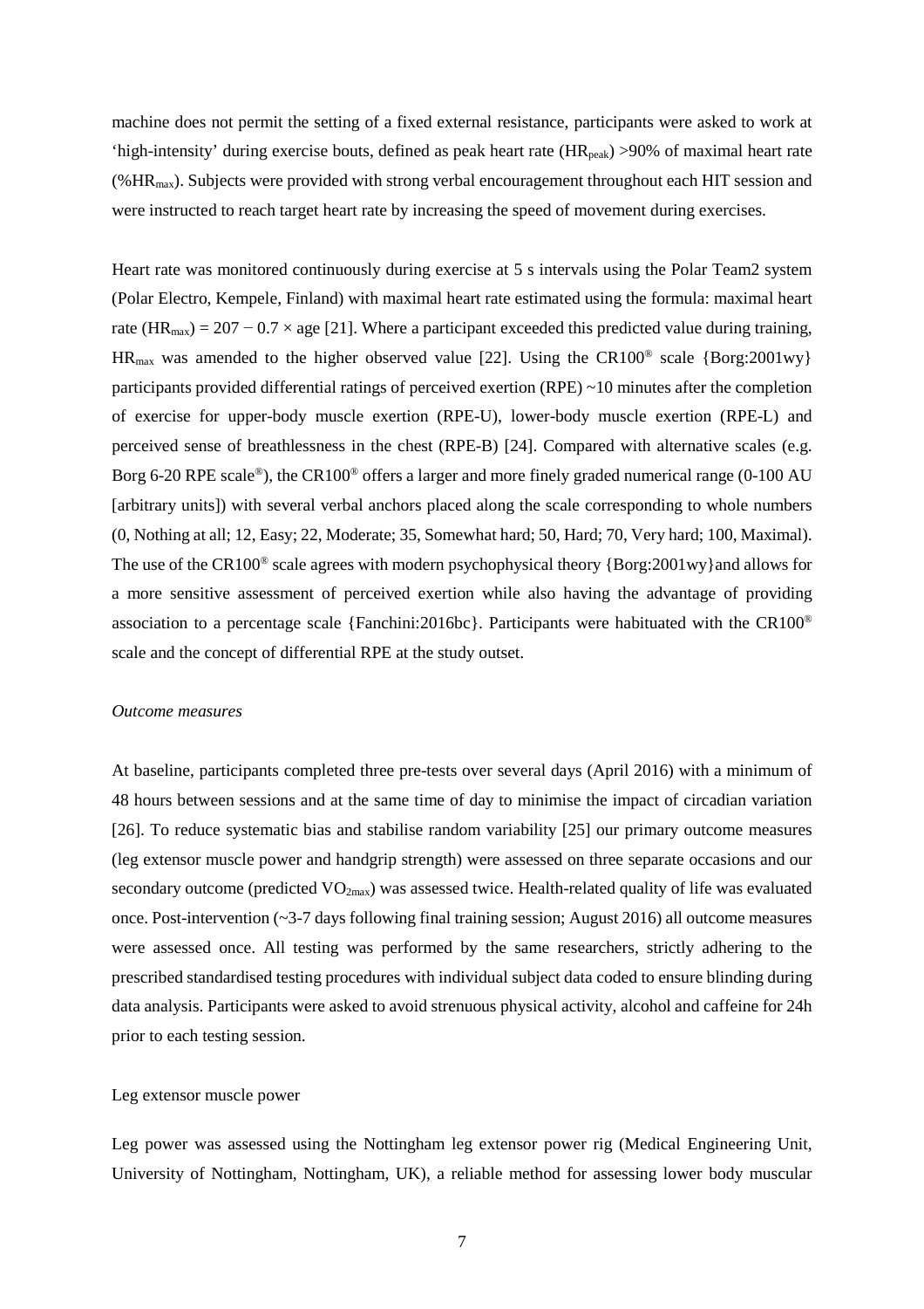machine does not permit the setting of a fixed external resistance, participants were asked to work at 'high-intensity' during exercise bouts, defined as peak heart rate ($HR_{peak}$) >90% of maximal heart rate ($\%HR_{max}$). Subjects were provided with strong verbal encouragement throughout each HIT session and were instructed to reach target heart rate by increasing the speed of movement during exercises.

Heart rate was monitored continuously during exercise at 5 s intervals using the Polar Team2 system (Polar Electro, Kempele, Finland) with maximal heart rate estimated using the formula: maximal heart rate ($HR_{max}$) = $207 - 0.7 \times$ age [21]. Where a participant exceeded this predicted value during training, $HR_{max}$ was amended to the higher observed value [22]. Using the CR100® scale {Borg:2001wy} participants provided differential ratings of perceived exertion (RPE) ~10 minutes after the completion of exercise for upper-body muscle exertion (RPE-U), lower-body muscle exertion (RPE-L) and perceived sense of breathlessness in the chest (RPE-B) [24]. Compared with alternative scales (e.g. Borg 6-20 RPE scale®), the CR100® offers a larger and more finely graded numerical range (0-100 AU [arbitrary units]) with several verbal anchors placed along the scale corresponding to whole numbers (0, Nothing at all; 12, Easy; 22, Moderate; 35, Somewhat hard; 50, Hard; 70, Very hard; 100, Maximal). The use of the CR100® scale agrees with modern psychophysical theory {Borg:2001wy}and allows for a more sensitive assessment of perceived exertion while also having the advantage of providing association to a percentage scale {Fanchini:2016bc}. Participants were habituated with the CR100® scale and the concept of differential RPE at the study outset.

*Outcome measures*

At baseline, participants completed three pre-tests over several days (April 2016) with a minimum of 48 hours between sessions and at the same time of day to minimise the impact of circadian variation [26]. To reduce systematic bias and stabilise random variability [25] our primary outcome measures (leg extensor muscle power and handgrip strength) were assessed on three separate occasions and our secondary outcome (predicted $VO_{2max}$) was assessed twice. Health-related quality of life was evaluated once. Post-intervention (~3-7 days following final training session; August 2016) all outcome measures were assessed once. All testing was performed by the same researchers, strictly adhering to the prescribed standardised testing procedures with individual subject data coded to ensure blinding during data analysis. Participants were asked to avoid strenuous physical activity, alcohol and caffeine for 24h prior to each testing session.

Leg extensor muscle power

Leg power was assessed using the Nottingham leg extensor power rig (Medical Engineering Unit, University of Nottingham, Nottingham, UK), a reliable method for assessing lower body muscular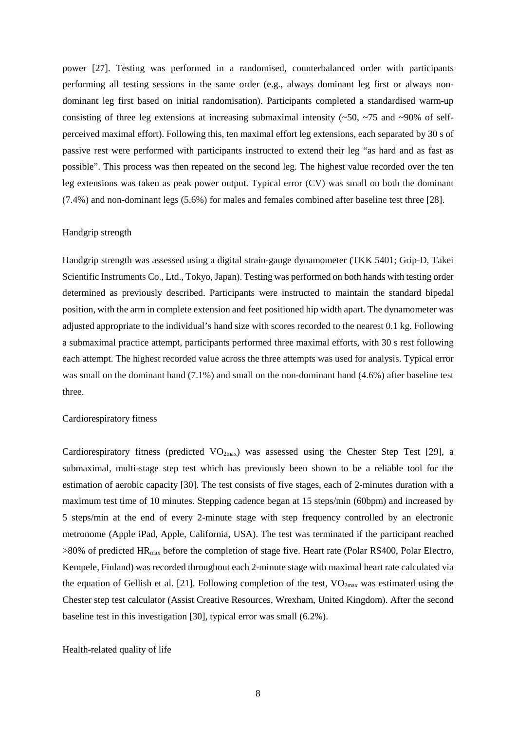power [27]. Testing was performed in a randomised, counterbalanced order with participants performing all testing sessions in the same order (e.g., always dominant leg first or always non-dominant leg first based on initial randomisation). Participants completed a standardised warm-up consisting of three leg extensions at increasing submaximal intensity (~50, ~75 and ~90% of self-perceived maximal effort). Following this, ten maximal effort leg extensions, each separated by 30 s of passive rest were performed with participants instructed to extend their leg "as hard and as fast as possible". This process was then repeated on the second leg. The highest value recorded over the ten leg extensions was taken as peak power output. Typical error (CV) was small on both the dominant (7.4%) and non-dominant legs (5.6%) for males and females combined after baseline test three [28].

### Handgrip strength

Handgrip strength was assessed using a digital strain-gauge dynamometer (TKK 5401; Grip-D, Takei Scientific Instruments Co., Ltd., Tokyo, Japan). Testing was performed on both hands with testing order determined as previously described. Participants were instructed to maintain the standard bipedal position, with the arm in complete extension and feet positioned hip width apart. The dynamometer was adjusted appropriate to the individual's hand size with scores recorded to the nearest 0.1 kg. Following a submaximal practice attempt, participants performed three maximal efforts, with 30 s rest following each attempt. The highest recorded value across the three attempts was used for analysis. Typical error was small on the dominant hand (7.1%) and small on the non-dominant hand (4.6%) after baseline test three.

### Cardiorespiratory fitness

Cardiorespiratory fitness (predicted $VO_{2max}$) was assessed using the Chester Step Test [29], a submaximal, multi-stage step test which has previously been shown to be a reliable tool for the estimation of aerobic capacity [30]. The test consists of five stages, each of 2-minutes duration with a maximum test time of 10 minutes. Stepping cadence began at 15 steps/min (60bpm) and increased by 5 steps/min at the end of every 2-minute stage with step frequency controlled by an electronic metronome (Apple iPad, Apple, California, USA). The test was terminated if the participant reached >80% of predicted $HR_{max}$ before the completion of stage five. Heart rate (Polar RS400, Polar Electro, Kempele, Finland) was recorded throughout each 2-minute stage with maximal heart rate calculated via the equation of Gellish et al. [21]. Following completion of the test, $VO_{2max}$ was estimated using the Chester step test calculator (Assist Creative Resources, Wrexham, United Kingdom). After the second baseline test in this investigation [30], typical error was small (6.2%).

### Health-related quality of life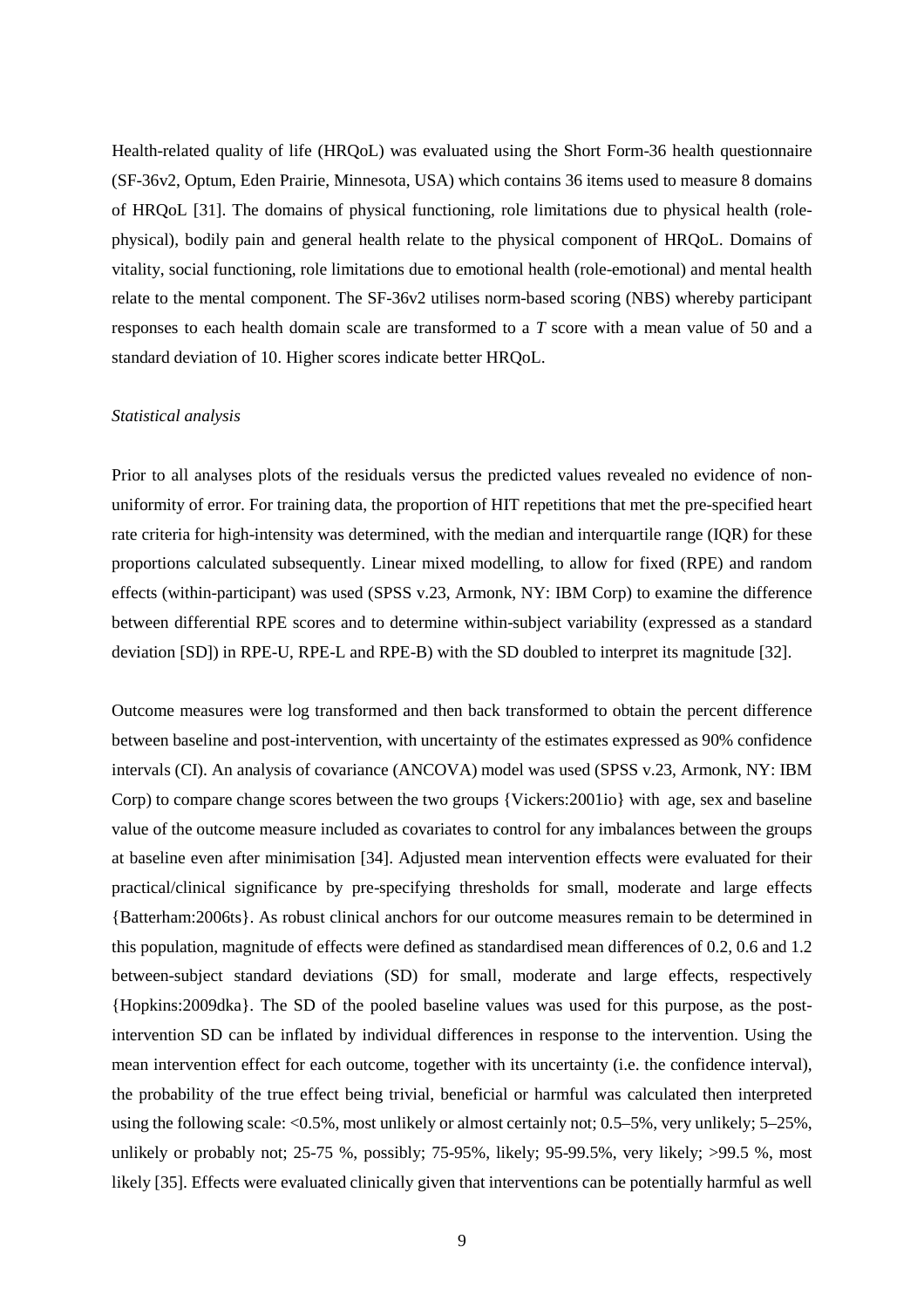Health-related quality of life (HRQoL) was evaluated using the Short Form-36 health questionnaire (SF-36v2, Optum, Eden Prairie, Minnesota, USA) which contains 36 items used to measure 8 domains of HRQoL [31]. The domains of physical functioning, role limitations due to physical health (role-physical), bodily pain and general health relate to the physical component of HRQoL. Domains of vitality, social functioning, role limitations due to emotional health (role-emotional) and mental health relate to the mental component. The SF-36v2 utilises norm-based scoring (NBS) whereby participant responses to each health domain scale are transformed to a *T* score with a mean value of 50 and a standard deviation of 10. Higher scores indicate better HRQoL.

*Statistical analysis*

Prior to all analyses plots of the residuals versus the predicted values revealed no evidence of non-uniformity of error. For training data, the proportion of HIT repetitions that met the pre-specified heart rate criteria for high-intensity was determined, with the median and interquartile range (IQR) for these proportions calculated subsequently. Linear mixed modelling, to allow for fixed (RPE) and random effects (within-participant) was used (SPSS v.23, Armonk, NY: IBM Corp) to examine the difference between differential RPE scores and to determine within-subject variability (expressed as a standard deviation [SD]) in RPE-U, RPE-L and RPE-B) with the SD doubled to interpret its magnitude [32].

Outcome measures were log transformed and then back transformed to obtain the percent difference between baseline and post-intervention, with uncertainty of the estimates expressed as 90% confidence intervals (CI). An analysis of covariance (ANCOVA) model was used (SPSS v.23, Armonk, NY: IBM Corp) to compare change scores between the two groups {Vickers:2001io} with age, sex and baseline value of the outcome measure included as covariates to control for any imbalances between the groups at baseline even after minimisation [34]. Adjusted mean intervention effects were evaluated for their practical/clinical significance by pre-specifying thresholds for small, moderate and large effects {Batterham:2006ts}. As robust clinical anchors for our outcome measures remain to be determined in this population, magnitude of effects were defined as standardised mean differences of 0.2, 0.6 and 1.2 between-subject standard deviations (SD) for small, moderate and large effects, respectively {Hopkins:2009dka}. The SD of the pooled baseline values was used for this purpose, as the post-intervention SD can be inflated by individual differences in response to the intervention. Using the mean intervention effect for each outcome, together with its uncertainty (i.e. the confidence interval), the probability of the true effect being trivial, beneficial or harmful was calculated then interpreted using the following scale: <0.5%, most unlikely or almost certainly not; 0.5–5%, very unlikely; 5–25%, unlikely or probably not; 25-75 %, possibly; 75-95%, likely; 95-99.5%, very likely; >99.5 %, most likely [35]. Effects were evaluated clinically given that interventions can be potentially harmful as well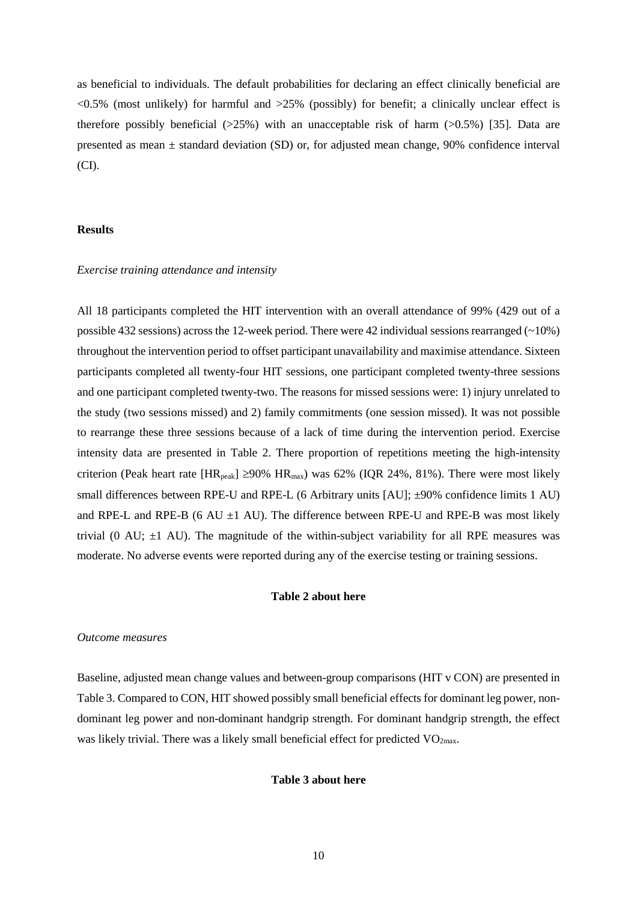as beneficial to individuals. The default probabilities for declaring an effect clinically beneficial are <0.5% (most unlikely) for harmful and >25% (possibly) for benefit; a clinically unclear effect is therefore possibly beneficial (>25%) with an unacceptable risk of harm (>0.5%) [35]. Data are presented as mean ± standard deviation (SD) or, for adjusted mean change, 90% confidence interval (CI).

## Results

*Exercise training attendance and intensity*

All 18 participants completed the HIT intervention with an overall attendance of 99% (429 out of a possible 432 sessions) across the 12-week period. There were 42 individual sessions rearranged (~10%) throughout the intervention period to offset participant unavailability and maximise attendance. Sixteen participants completed all twenty-four HIT sessions, one participant completed twenty-three sessions and one participant completed twenty-two. The reasons for missed sessions were: 1) injury unrelated to the study (two sessions missed) and 2) family commitments (one session missed). It was not possible to rearrange these three sessions because of a lack of time during the intervention period. Exercise intensity data are presented in Table 2. There proportion of repetitions meeting the high-intensity criterion (Peak heart rate [$HR_{peak}$] ≥90% $HR_{max}$) was 62% (IQR 24%, 81%). There were most likely small differences between RPE-U and RPE-L (6 Arbitrary units [AU]; ±90% confidence limits 1 AU) and RPE-L and RPE-B (6 AU ±1 AU). The difference between RPE-U and RPE-B was most likely trivial (0 AU; ±1 AU). The magnitude of the within-subject variability for all RPE measures was moderate. No adverse events were reported during any of the exercise testing or training sessions.

**Table 2 about here**

*Outcome measures*

Baseline, adjusted mean change values and between-group comparisons (HIT v CON) are presented in Table 3. Compared to CON, HIT showed possibly small beneficial effects for dominant leg power, non-dominant leg power and non-dominant handgrip strength. For dominant handgrip strength, the effect was likely trivial. There was a likely small beneficial effect for predicted $VO_{2max}$.

**Table 3 about here**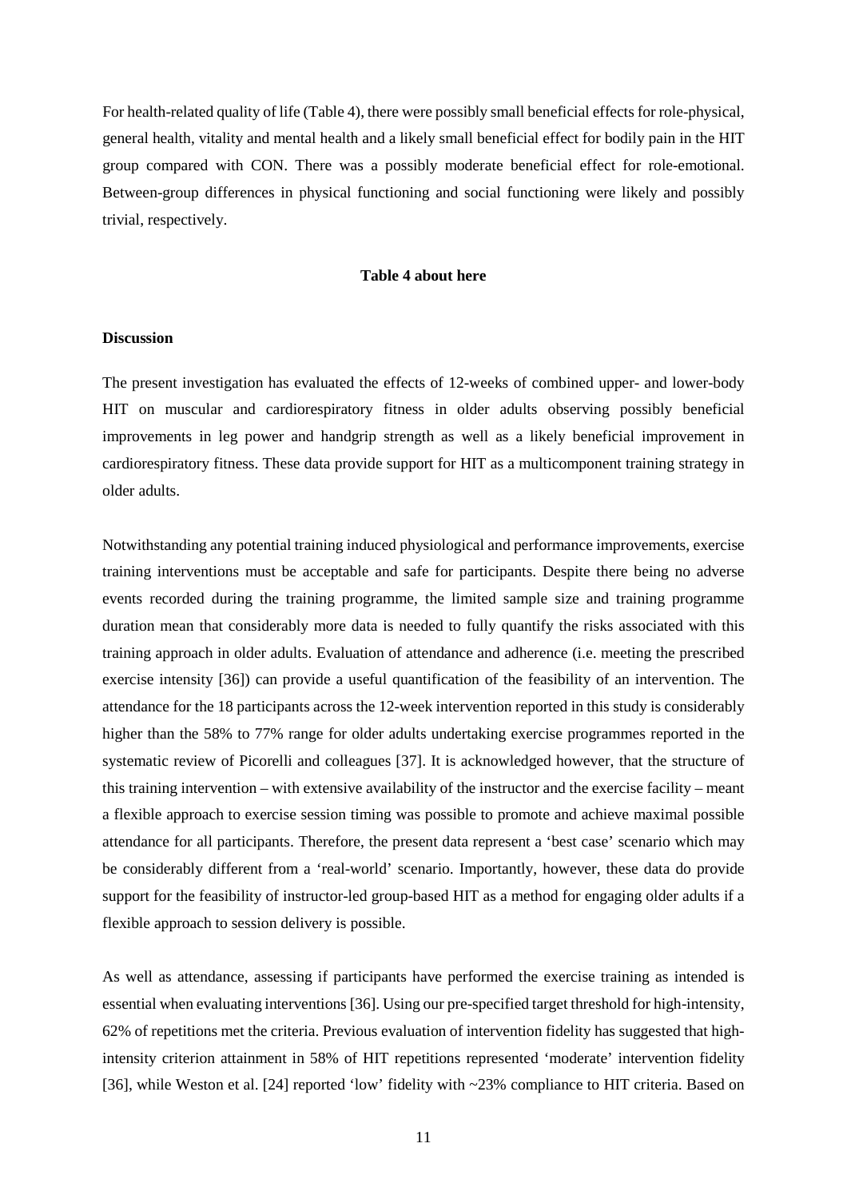For health-related quality of life (Table 4), there were possibly small beneficial effects for role-physical, general health, vitality and mental health and a likely small beneficial effect for bodily pain in the HIT group compared with CON. There was a possibly moderate beneficial effect for role-emotional. Between-group differences in physical functioning and social functioning were likely and possibly trivial, respectively.

**Table 4 about here**

## Discussion

The present investigation has evaluated the effects of 12-weeks of combined upper- and lower-body HIT on muscular and cardiorespiratory fitness in older adults observing possibly beneficial improvements in leg power and handgrip strength as well as a likely beneficial improvement in cardiorespiratory fitness. These data provide support for HIT as a multicomponent training strategy in older adults.

Notwithstanding any potential training induced physiological and performance improvements, exercise training interventions must be acceptable and safe for participants. Despite there being no adverse events recorded during the training programme, the limited sample size and training programme duration mean that considerably more data is needed to fully quantify the risks associated with this training approach in older adults. Evaluation of attendance and adherence (i.e. meeting the prescribed exercise intensity [36]) can provide a useful quantification of the feasibility of an intervention. The attendance for the 18 participants across the 12-week intervention reported in this study is considerably higher than the 58% to 77% range for older adults undertaking exercise programmes reported in the systematic review of Picorelli and colleagues [37]. It is acknowledged however, that the structure of this training intervention – with extensive availability of the instructor and the exercise facility – meant a flexible approach to exercise session timing was possible to promote and achieve maximal possible attendance for all participants. Therefore, the present data represent a 'best case' scenario which may be considerably different from a 'real-world' scenario. Importantly, however, these data do provide support for the feasibility of instructor-led group-based HIT as a method for engaging older adults if a flexible approach to session delivery is possible.

As well as attendance, assessing if participants have performed the exercise training as intended is essential when evaluating interventions [36]. Using our pre-specified target threshold for high-intensity, 62% of repetitions met the criteria. Previous evaluation of intervention fidelity has suggested that high-intensity criterion attainment in 58% of HIT repetitions represented 'moderate' intervention fidelity [36], while Weston et al. [24] reported 'low' fidelity with ~23% compliance to HIT criteria. Based on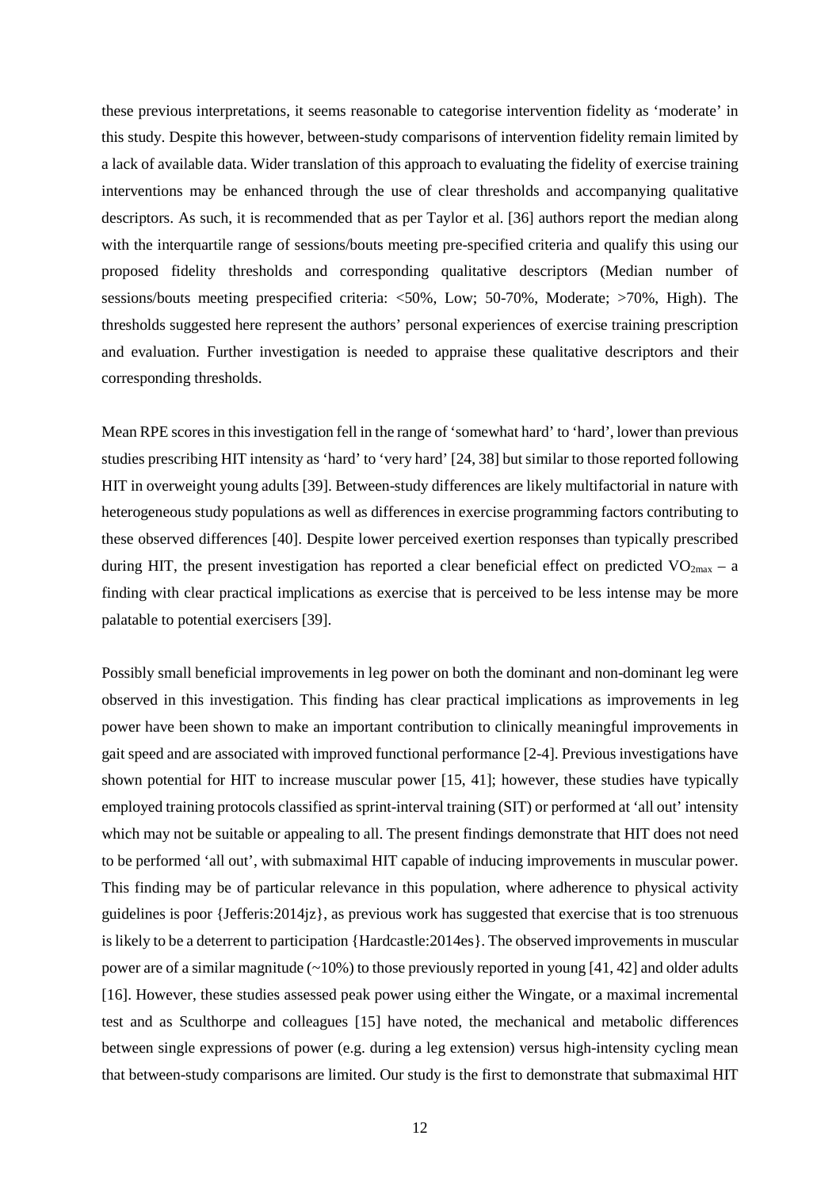these previous interpretations, it seems reasonable to categorise intervention fidelity as 'moderate' in this study. Despite this however, between-study comparisons of intervention fidelity remain limited by a lack of available data. Wider translation of this approach to evaluating the fidelity of exercise training interventions may be enhanced through the use of clear thresholds and accompanying qualitative descriptors. As such, it is recommended that as per Taylor et al. [36] authors report the median along with the interquartile range of sessions/bouts meeting pre-specified criteria and qualify this using our proposed fidelity thresholds and corresponding qualitative descriptors (Median number of sessions/bouts meeting prespecified criteria: <50%, Low; 50-70%, Moderate; >70%, High). The thresholds suggested here represent the authors' personal experiences of exercise training prescription and evaluation. Further investigation is needed to appraise these qualitative descriptors and their corresponding thresholds.

Mean RPE scores in this investigation fell in the range of 'somewhat hard' to 'hard', lower than previous studies prescribing HIT intensity as 'hard' to 'very hard' [24, 38] but similar to those reported following HIT in overweight young adults [39]. Between-study differences are likely multifactorial in nature with heterogeneous study populations as well as differences in exercise programming factors contributing to these observed differences [40]. Despite lower perceived exertion responses than typically prescribed during HIT, the present investigation has reported a clear beneficial effect on predicted $VO_{2max}$ – a finding with clear practical implications as exercise that is perceived to be less intense may be more palatable to potential exercisers [39].

Possibly small beneficial improvements in leg power on both the dominant and non-dominant leg were observed in this investigation. This finding has clear practical implications as improvements in leg power have been shown to make an important contribution to clinically meaningful improvements in gait speed and are associated with improved functional performance [2-4]. Previous investigations have shown potential for HIT to increase muscular power [15, 41]; however, these studies have typically employed training protocols classified as sprint-interval training (SIT) or performed at 'all out' intensity which may not be suitable or appealing to all. The present findings demonstrate that HIT does not need to be performed 'all out', with submaximal HIT capable of inducing improvements in muscular power. This finding may be of particular relevance in this population, where adherence to physical activity guidelines is poor {Jefferis:2014jz}, as previous work has suggested that exercise that is too strenuous is likely to be a deterrent to participation {Hardcastle:2014es}. The observed improvements in muscular power are of a similar magnitude (~10%) to those previously reported in young [41, 42] and older adults [16]. However, these studies assessed peak power using either the Wingate, or a maximal incremental test and as Sculthorpe and colleagues [15] have noted, the mechanical and metabolic differences between single expressions of power (e.g. during a leg extension) versus high-intensity cycling mean that between-study comparisons are limited. Our study is the first to demonstrate that submaximal HIT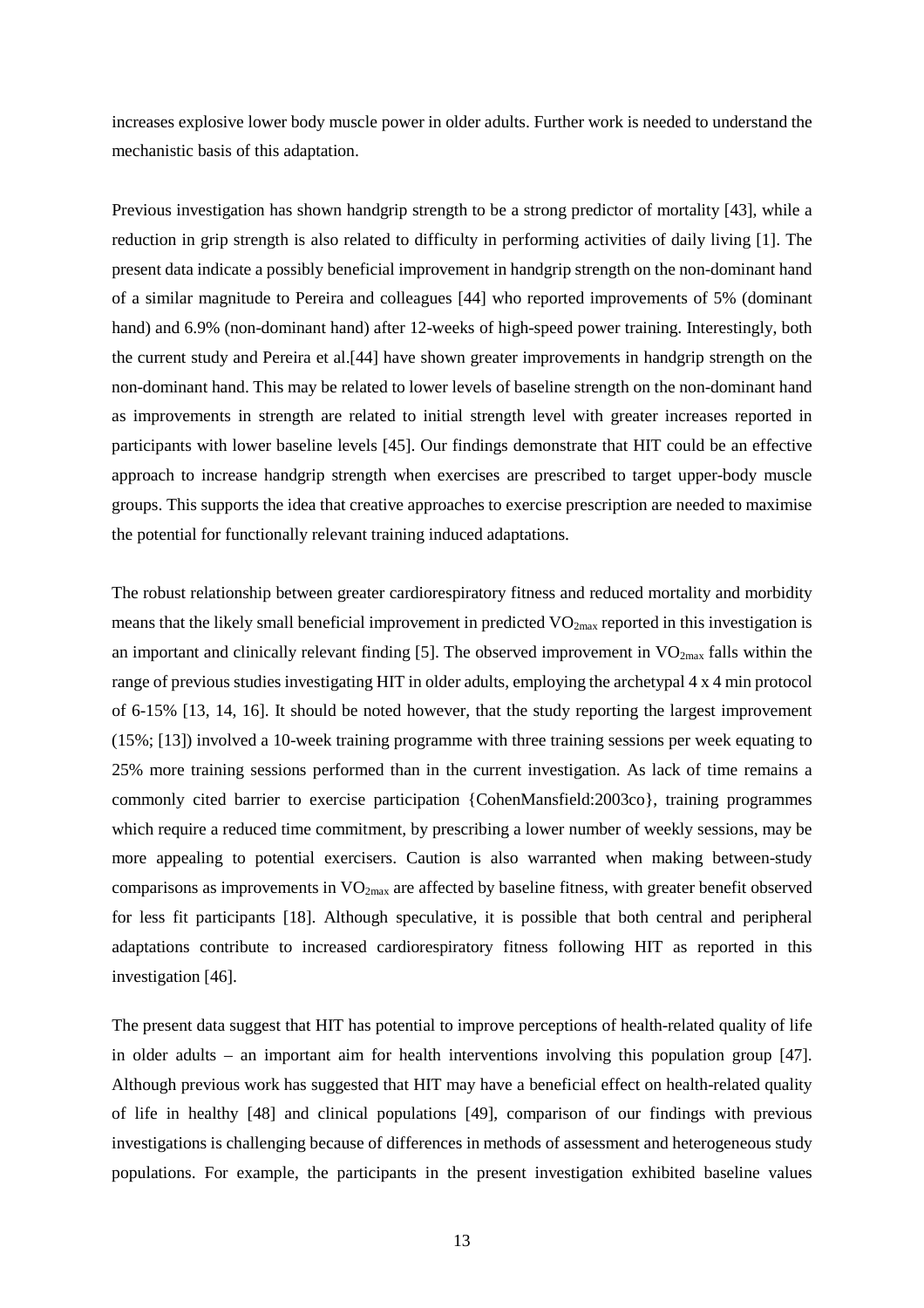increases explosive lower body muscle power in older adults. Further work is needed to understand the mechanistic basis of this adaptation.

Previous investigation has shown handgrip strength to be a strong predictor of mortality [43], while a reduction in grip strength is also related to difficulty in performing activities of daily living [1]. The present data indicate a possibly beneficial improvement in handgrip strength on the non-dominant hand of a similar magnitude to Pereira and colleagues [44] who reported improvements of 5% (dominant hand) and 6.9% (non-dominant hand) after 12-weeks of high-speed power training. Interestingly, both the current study and Pereira et al.[44] have shown greater improvements in handgrip strength on the non-dominant hand. This may be related to lower levels of baseline strength on the non-dominant hand as improvements in strength are related to initial strength level with greater increases reported in participants with lower baseline levels [45]. Our findings demonstrate that HIT could be an effective approach to increase handgrip strength when exercises are prescribed to target upper-body muscle groups. This supports the idea that creative approaches to exercise prescription are needed to maximise the potential for functionally relevant training induced adaptations.

The robust relationship between greater cardiorespiratory fitness and reduced mortality and morbidity means that the likely small beneficial improvement in predicted $VO_{2max}$ reported in this investigation is an important and clinically relevant finding [5]. The observed improvement in $VO_{2max}$ falls within the range of previous studies investigating HIT in older adults, employing the archetypal 4 x 4 min protocol of 6-15% [13, 14, 16]. It should be noted however, that the study reporting the largest improvement (15%; [13]) involved a 10-week training programme with three training sessions per week equating to 25% more training sessions performed than in the current investigation. As lack of time remains a commonly cited barrier to exercise participation {CohenMansfield:2003co}, training programmes which require a reduced time commitment, by prescribing a lower number of weekly sessions, may be more appealing to potential exercisers. Caution is also warranted when making between-study comparisons as improvements in $VO_{2max}$ are affected by baseline fitness, with greater benefit observed for less fit participants [18]. Although speculative, it is possible that both central and peripheral adaptations contribute to increased cardiorespiratory fitness following HIT as reported in this investigation [46].

The present data suggest that HIT has potential to improve perceptions of health-related quality of life in older adults – an important aim for health interventions involving this population group [47]. Although previous work has suggested that HIT may have a beneficial effect on health-related quality of life in healthy [48] and clinical populations [49], comparison of our findings with previous investigations is challenging because of differences in methods of assessment and heterogeneous study populations. For example, the participants in the present investigation exhibited baseline values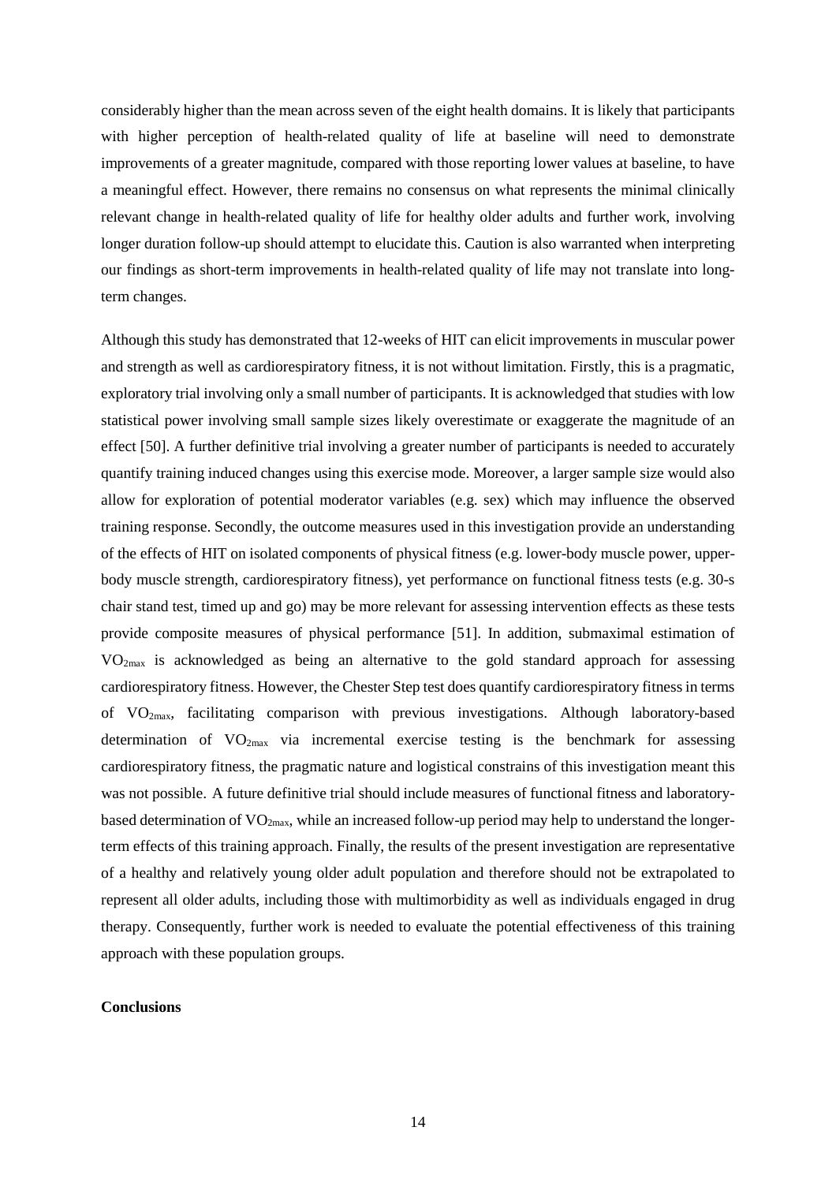considerably higher than the mean across seven of the eight health domains. It is likely that participants with higher perception of health-related quality of life at baseline will need to demonstrate improvements of a greater magnitude, compared with those reporting lower values at baseline, to have a meaningful effect. However, there remains no consensus on what represents the minimal clinically relevant change in health-related quality of life for healthy older adults and further work, involving longer duration follow-up should attempt to elucidate this. Caution is also warranted when interpreting our findings as short-term improvements in health-related quality of life may not translate into long-term changes.

Although this study has demonstrated that 12-weeks of HIT can elicit improvements in muscular power and strength as well as cardiorespiratory fitness, it is not without limitation. Firstly, this is a pragmatic, exploratory trial involving only a small number of participants. It is acknowledged that studies with low statistical power involving small sample sizes likely overestimate or exaggerate the magnitude of an effect [50]. A further definitive trial involving a greater number of participants is needed to accurately quantify training induced changes using this exercise mode. Moreover, a larger sample size would also allow for exploration of potential moderator variables (e.g. sex) which may influence the observed training response. Secondly, the outcome measures used in this investigation provide an understanding of the effects of HIT on isolated components of physical fitness (e.g. lower-body muscle power, upper-body muscle strength, cardiorespiratory fitness), yet performance on functional fitness tests (e.g. 30-s chair stand test, timed up and go) may be more relevant for assessing intervention effects as these tests provide composite measures of physical performance [51]. In addition, submaximal estimation of $VO_{2max}$ is acknowledged as being an alternative to the gold standard approach for assessing cardiorespiratory fitness. However, the Chester Step test does quantify cardiorespiratory fitness in terms of $VO_{2max}$, facilitating comparison with previous investigations. Although laboratory-based determination of $VO_{2max}$ via incremental exercise testing is the benchmark for assessing cardiorespiratory fitness, the pragmatic nature and logistical constrains of this investigation meant this was not possible. A future definitive trial should include measures of functional fitness and laboratory-based determination of $VO_{2max}$, while an increased follow-up period may help to understand the longer-term effects of this training approach. Finally, the results of the present investigation are representative of a healthy and relatively young older adult population and therefore should not be extrapolated to represent all older adults, including those with multimorbidity as well as individuals engaged in drug therapy. Consequently, further work is needed to evaluate the potential effectiveness of this training approach with these population groups.

**Conclusions**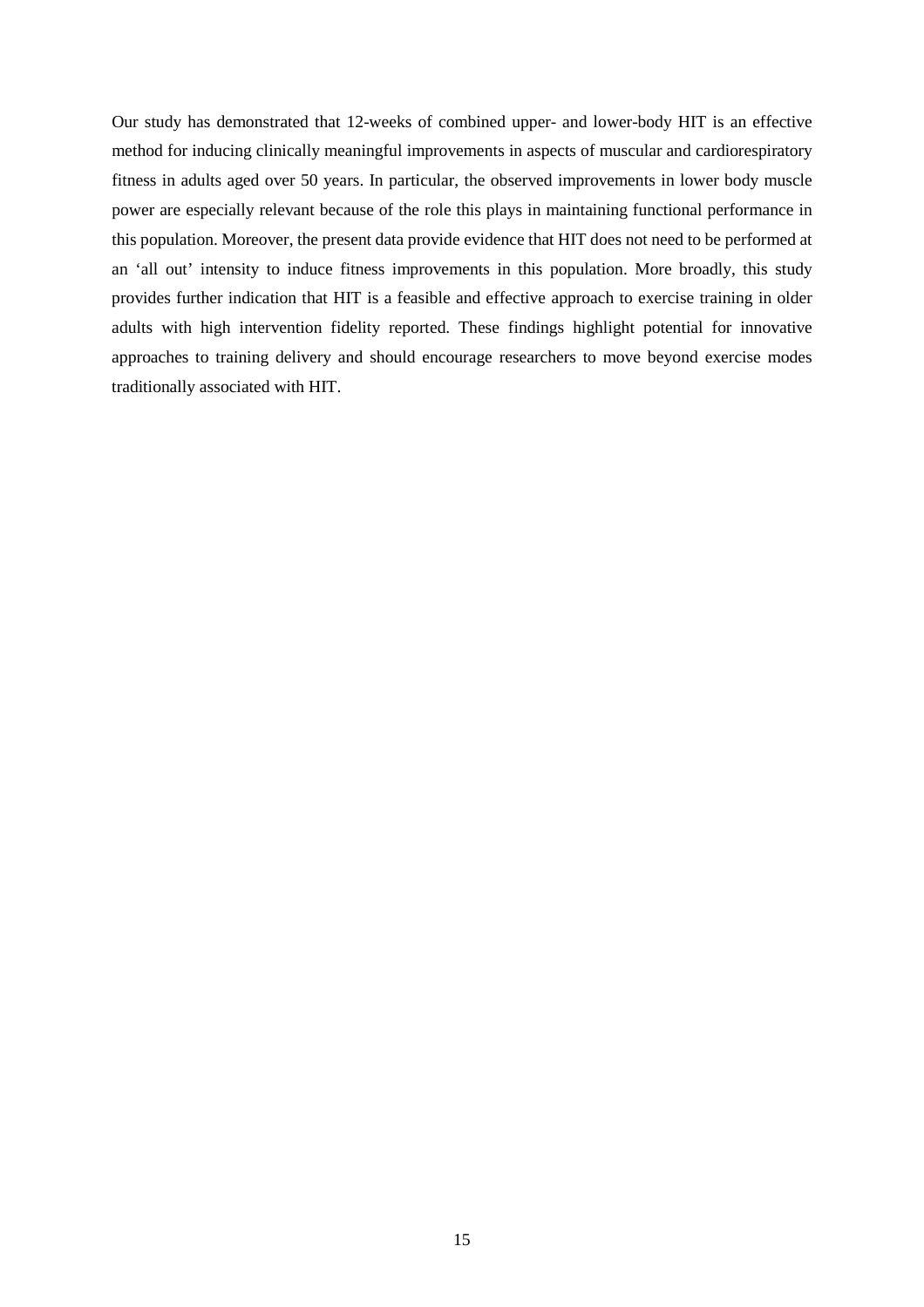Our study has demonstrated that 12-weeks of combined upper- and lower-body HIT is an effective method for inducing clinically meaningful improvements in aspects of muscular and cardiorespiratory fitness in adults aged over 50 years. In particular, the observed improvements in lower body muscle power are especially relevant because of the role this plays in maintaining functional performance in this population. Moreover, the present data provide evidence that HIT does not need to be performed at an 'all out' intensity to induce fitness improvements in this population. More broadly, this study provides further indication that HIT is a feasible and effective approach to exercise training in older adults with high intervention fidelity reported. These findings highlight potential for innovative approaches to training delivery and should encourage researchers to move beyond exercise modes traditionally associated with HIT.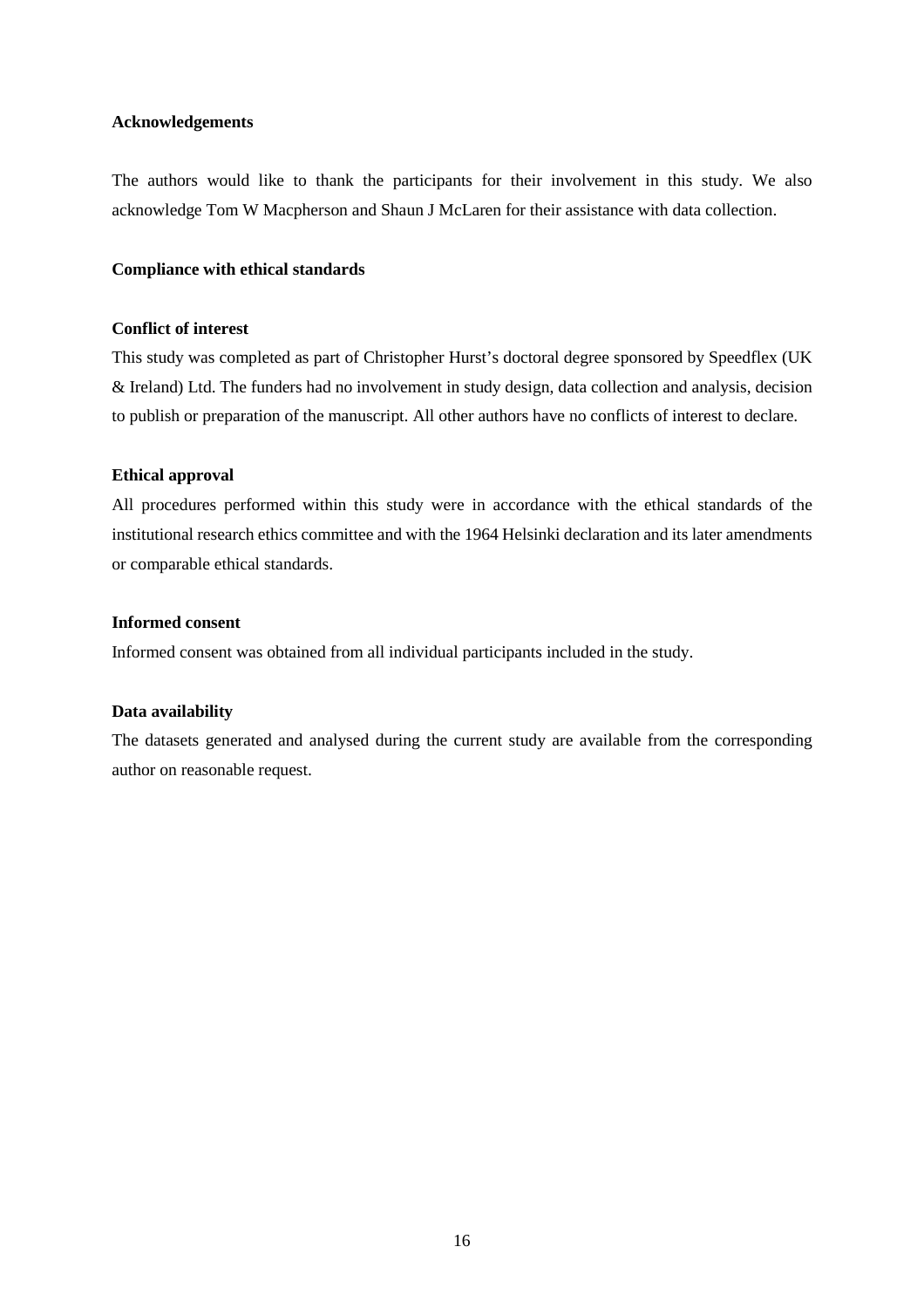## Acknowledgements

The authors would like to thank the participants for their involvement in this study. We also acknowledge Tom W Macpherson and Shaun J McLaren for their assistance with data collection.

## Compliance with ethical standards

### Conflict of interest

This study was completed as part of Christopher Hurst's doctoral degree sponsored by Speedflex (UK & Ireland) Ltd. The funders had no involvement in study design, data collection and analysis, decision to publish or preparation of the manuscript. All other authors have no conflicts of interest to declare.

### Ethical approval

All procedures performed within this study were in accordance with the ethical standards of the institutional research ethics committee and with the 1964 Helsinki declaration and its later amendments or comparable ethical standards.

### Informed consent

Informed consent was obtained from all individual participants included in the study.

### Data availability

The datasets generated and analysed during the current study are available from the corresponding author on reasonable request.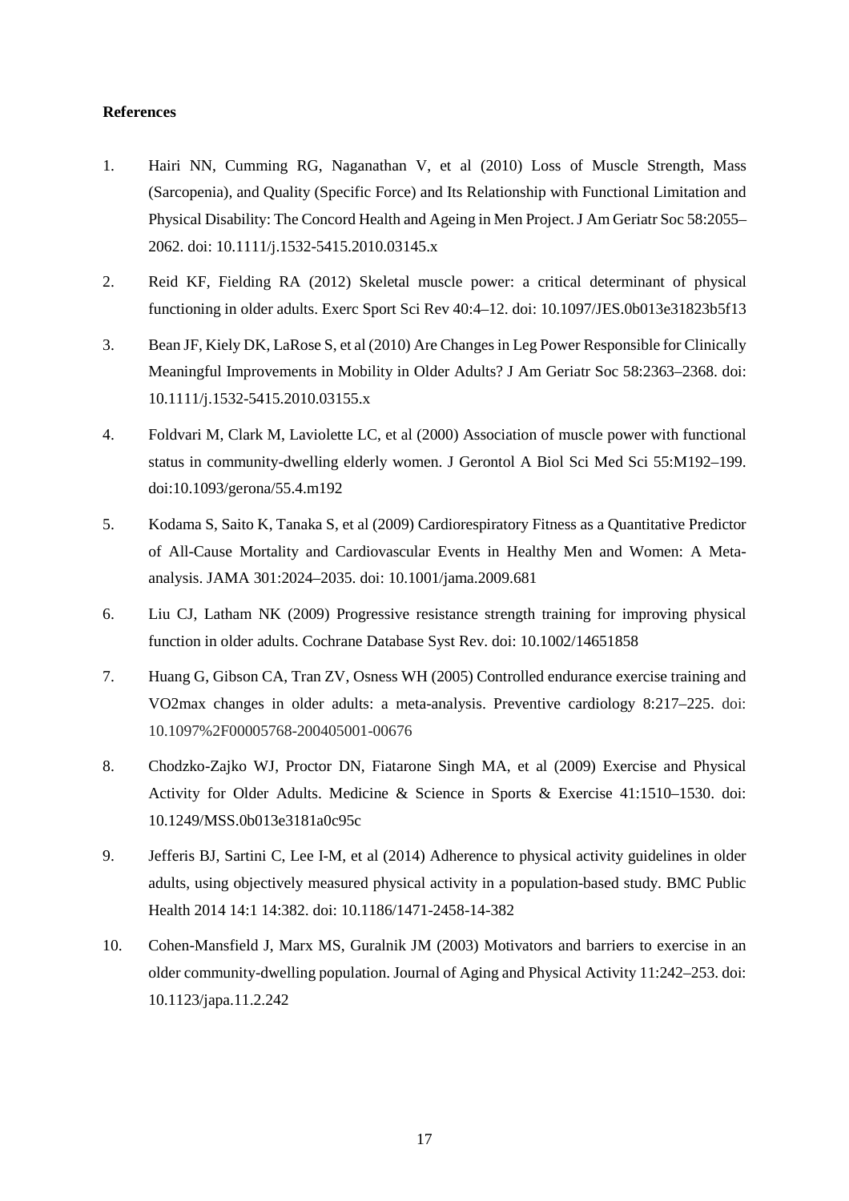**References**

1. Hairi NN, Cumming RG, Naganathan V, et al (2010) Loss of Muscle Strength, Mass (Sarcopenia), and Quality (Specific Force) and Its Relationship with Functional Limitation and Physical Disability: The Concord Health and Ageing in Men Project. J Am Geriatr Soc 58:2055–2062. doi: 10.1111/j.1532-5415.2010.03145.x

2. Reid KF, Fielding RA (2012) Skeletal muscle power: a critical determinant of physical functioning in older adults. Exerc Sport Sci Rev 40:4–12. doi: 10.1097/JES.0b013e31823b5f13

3. Bean JF, Kiely DK, LaRose S, et al (2010) Are Changes in Leg Power Responsible for Clinically Meaningful Improvements in Mobility in Older Adults? J Am Geriatr Soc 58:2363–2368. doi: 10.1111/j.1532-5415.2010.03155.x

4. Foldvari M, Clark M, Laviolette LC, et al (2000) Association of muscle power with functional status in community-dwelling elderly women. J Gerontol A Biol Sci Med Sci 55:M192–199. doi:10.1093/gerona/55.4.m192

5. Kodama S, Saito K, Tanaka S, et al (2009) Cardiorespiratory Fitness as a Quantitative Predictor of All-Cause Mortality and Cardiovascular Events in Healthy Men and Women: A Meta-analysis. JAMA 301:2024–2035. doi: 10.1001/jama.2009.681

6. Liu CJ, Latham NK (2009) Progressive resistance strength training for improving physical function in older adults. Cochrane Database Syst Rev. doi: 10.1002/14651858

7. Huang G, Gibson CA, Tran ZV, Osness WH (2005) Controlled endurance exercise training and VO2max changes in older adults: a meta-analysis. Preventive cardiology 8:217–225. doi: 10.1097%2F00005768-200405001-00676

8. Chodzko-Zajko WJ, Proctor DN, Fiatarone Singh MA, et al (2009) Exercise and Physical Activity for Older Adults. Medicine & Science in Sports & Exercise 41:1510–1530. doi: 10.1249/MSS.0b013e3181a0c95c

9. Jefferis BJ, Sartini C, Lee I-M, et al (2014) Adherence to physical activity guidelines in older adults, using objectively measured physical activity in a population-based study. BMC Public Health 2014 14:1 14:382. doi: 10.1186/1471-2458-14-382

10. Cohen-Mansfield J, Marx MS, Guralnik JM (2003) Motivators and barriers to exercise in an older community-dwelling population. Journal of Aging and Physical Activity 11:242–253. doi: 10.1123/japa.11.2.242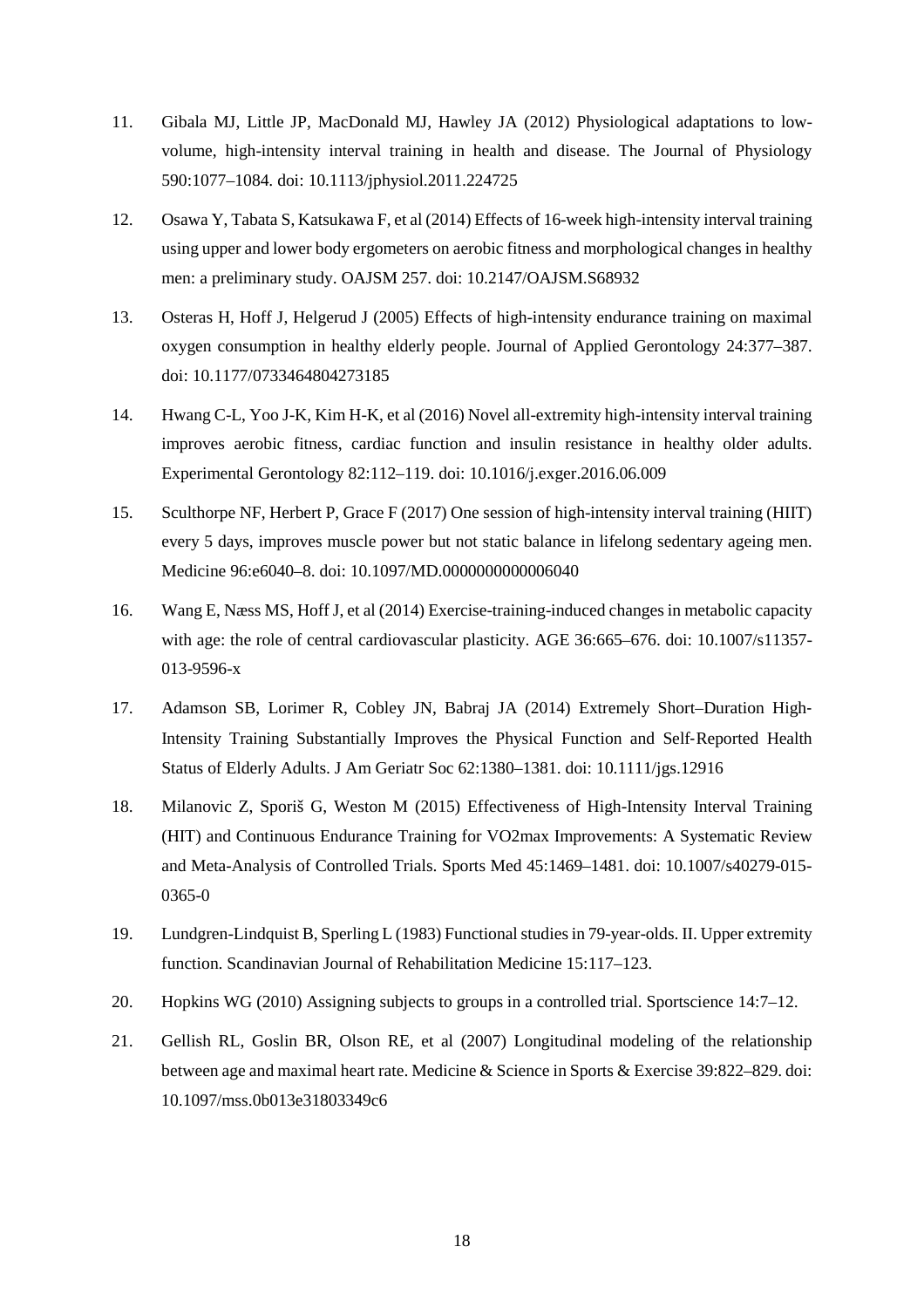11. Gibala MJ, Little JP, MacDonald MJ, Hawley JA (2012) Physiological adaptations to low-volume, high-intensity interval training in health and disease. The Journal of Physiology 590:1077–1084. doi: 10.1113/jphysiol.2011.224725

12. Osawa Y, Tabata S, Katsukawa F, et al (2014) Effects of 16-week high-intensity interval training using upper and lower body ergometers on aerobic fitness and morphological changes in healthy men: a preliminary study. OAJSM 257. doi: 10.2147/OAJSM.S68932

13. Osteras H, Hoff J, Helgerud J (2005) Effects of high-intensity endurance training on maximal oxygen consumption in healthy elderly people. Journal of Applied Gerontology 24:377–387. doi: 10.1177/0733464804273185

14. Hwang C-L, Yoo J-K, Kim H-K, et al (2016) Novel all-extremity high-intensity interval training improves aerobic fitness, cardiac function and insulin resistance in healthy older adults. Experimental Gerontology 82:112–119. doi: 10.1016/j.exger.2016.06.009

15. Sculthorpe NF, Herbert P, Grace F (2017) One session of high-intensity interval training (HIIT) every 5 days, improves muscle power but not static balance in lifelong sedentary ageing men. Medicine 96:e6040–8. doi: 10.1097/MD.0000000000006040

16. Wang E, Næss MS, Hoff J, et al (2014) Exercise-training-induced changes in metabolic capacity with age: the role of central cardiovascular plasticity. AGE 36:665–676. doi: 10.1007/s11357-013-9596-x

17. Adamson SB, Lorimer R, Cobley JN, Babraj JA (2014) Extremely Short–Duration High-Intensity Training Substantially Improves the Physical Function and Self-Reported Health Status of Elderly Adults. J Am Geriatr Soc 62:1380–1381. doi: 10.1111/jgs.12916

18. Milanovic Z, Sporiš G, Weston M (2015) Effectiveness of High-Intensity Interval Training (HIT) and Continuous Endurance Training for VO2max Improvements: A Systematic Review and Meta-Analysis of Controlled Trials. Sports Med 45:1469–1481. doi: 10.1007/s40279-015-0365-0

19. Lundgren-Lindquist B, Sperling L (1983) Functional studies in 79-year-olds. II. Upper extremity function. Scandinavian Journal of Rehabilitation Medicine 15:117–123.

20. Hopkins WG (2010) Assigning subjects to groups in a controlled trial. Sportscience 14:7–12.

21. Gellish RL, Goslin BR, Olson RE, et al (2007) Longitudinal modeling of the relationship between age and maximal heart rate. Medicine & Science in Sports & Exercise 39:822–829. doi: 10.1097/mss.0b013e31803349c6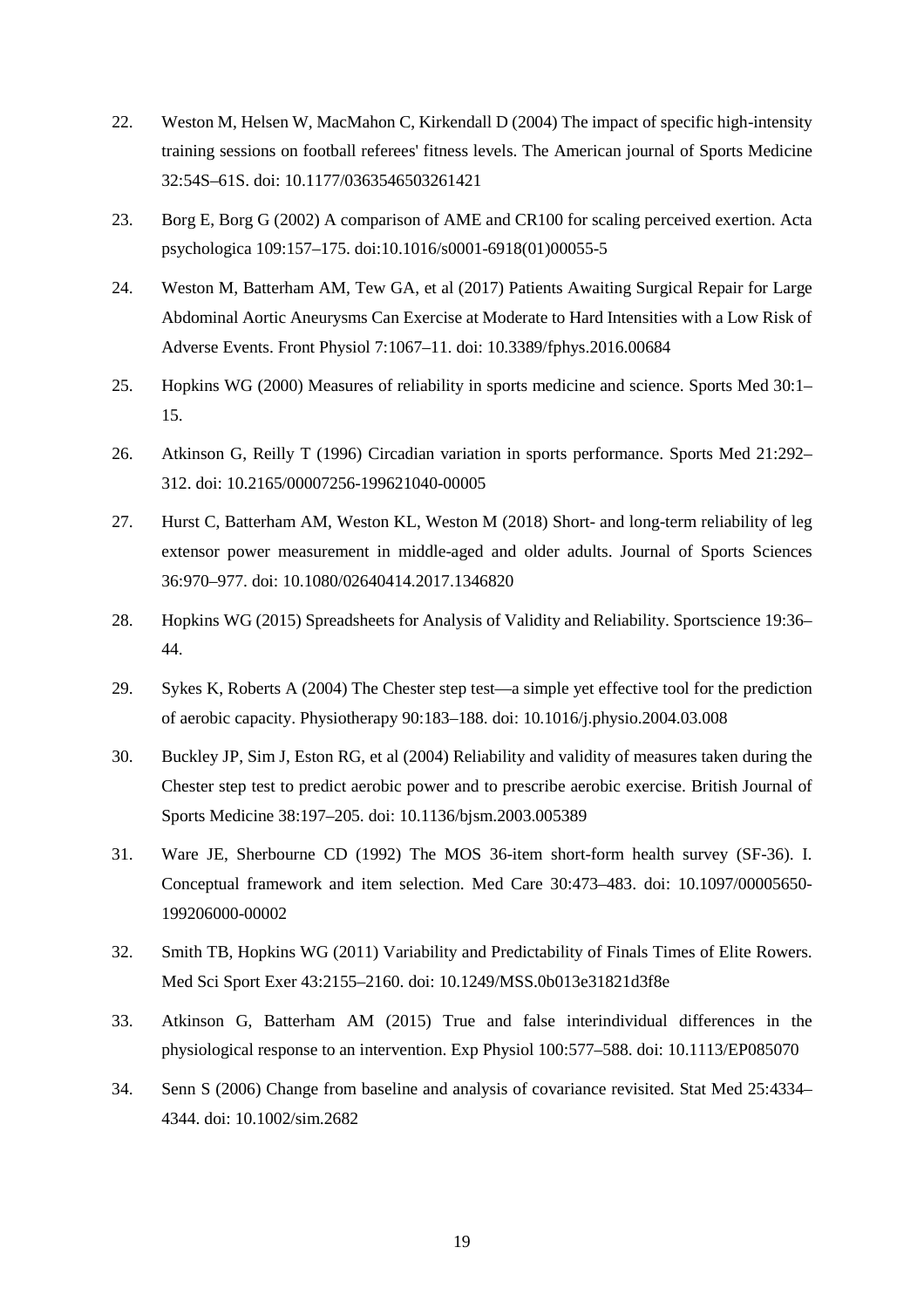22. Weston M, Helsen W, MacMahon C, Kirkendall D (2004) The impact of specific high-intensity training sessions on football referees' fitness levels. The American journal of Sports Medicine 32:54S–61S. doi: 10.1177/0363546503261421

23. Borg E, Borg G (2002) A comparison of AME and CR100 for scaling perceived exertion. Acta psychologica 109:157–175. doi:10.1016/s0001-6918(01)00055-5

24. Weston M, Batterham AM, Tew GA, et al (2017) Patients Awaiting Surgical Repair for Large Abdominal Aortic Aneurysms Can Exercise at Moderate to Hard Intensities with a Low Risk of Adverse Events. Front Physiol 7:1067–11. doi: 10.3389/fphys.2016.00684

25. Hopkins WG (2000) Measures of reliability in sports medicine and science. Sports Med 30:1–15.

26. Atkinson G, Reilly T (1996) Circadian variation in sports performance. Sports Med 21:292–312. doi: 10.2165/00007256-199621040-00005

27. Hurst C, Batterham AM, Weston KL, Weston M (2018) Short- and long-term reliability of leg extensor power measurement in middle-aged and older adults. Journal of Sports Sciences 36:970–977. doi: 10.1080/02640414.2017.1346820

28. Hopkins WG (2015) Spreadsheets for Analysis of Validity and Reliability. Sportscience 19:36–44.

29. Sykes K, Roberts A (2004) The Chester step test—a simple yet effective tool for the prediction of aerobic capacity. Physiotherapy 90:183–188. doi: 10.1016/j.physio.2004.03.008

30. Buckley JP, Sim J, Eston RG, et al (2004) Reliability and validity of measures taken during the Chester step test to predict aerobic power and to prescribe aerobic exercise. British Journal of Sports Medicine 38:197–205. doi: 10.1136/bjsm.2003.005389

31. Ware JE, Sherbourne CD (1992) The MOS 36-item short-form health survey (SF-36). I. Conceptual framework and item selection. Med Care 30:473–483. doi: 10.1097/00005650-199206000-00002

32. Smith TB, Hopkins WG (2011) Variability and Predictability of Finals Times of Elite Rowers. Med Sci Sport Exer 43:2155–2160. doi: 10.1249/MSS.0b013e31821d3f8e

33. Atkinson G, Batterham AM (2015) True and false interindividual differences in the physiological response to an intervention. Exp Physiol 100:577–588. doi: 10.1113/EP085070

34. Senn S (2006) Change from baseline and analysis of covariance revisited. Stat Med 25:4334–4344. doi: 10.1002/sim.2682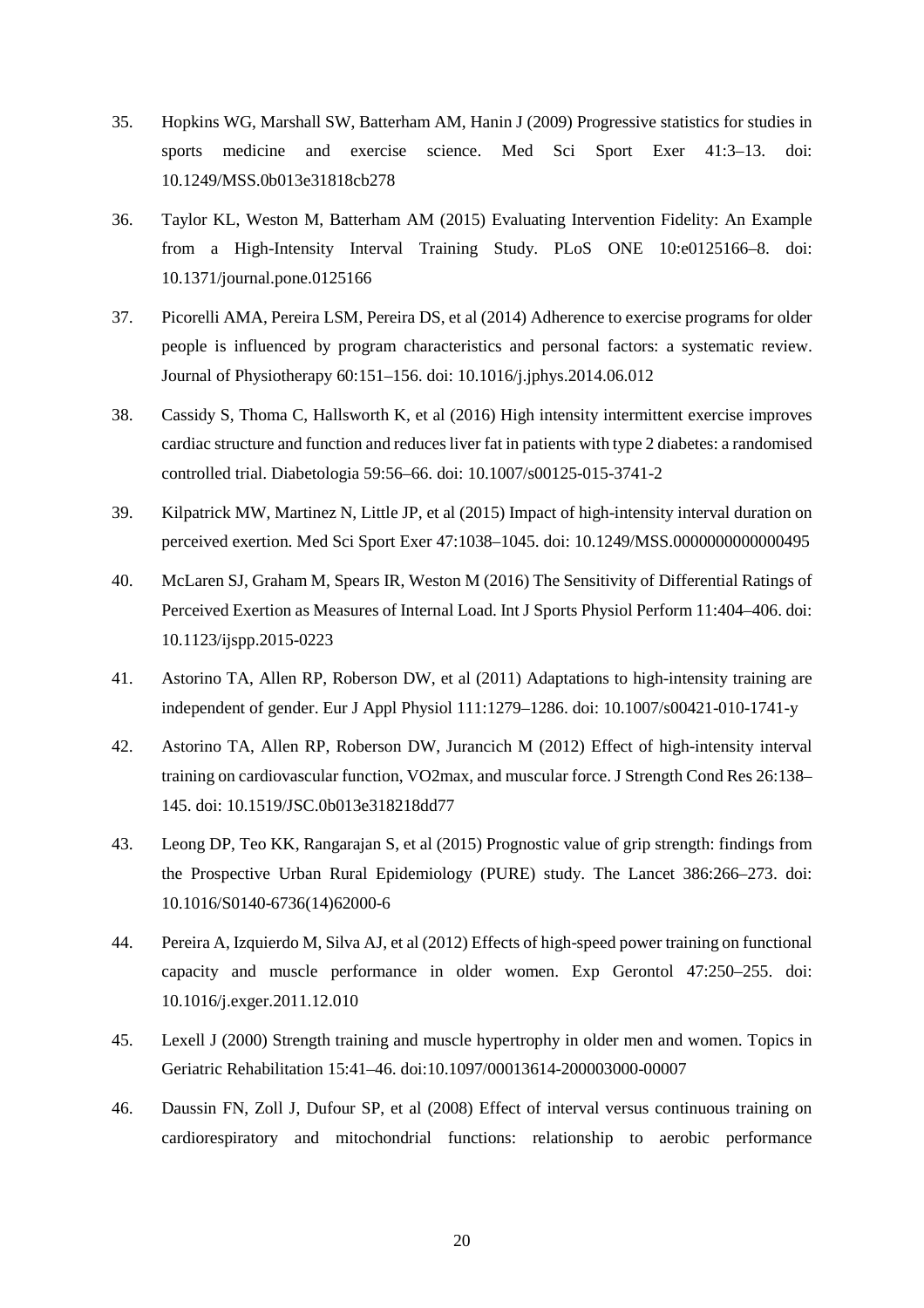35. Hopkins WG, Marshall SW, Batterham AM, Hanin J (2009) Progressive statistics for studies in sports medicine and exercise science. Med Sci Sport Exer 41:3–13. doi: 10.1249/MSS.0b013e31818cb278

36. Taylor KL, Weston M, Batterham AM (2015) Evaluating Intervention Fidelity: An Example from a High-Intensity Interval Training Study. PLoS ONE 10:e0125166–8. doi: 10.1371/journal.pone.0125166

37. Picorelli AMA, Pereira LSM, Pereira DS, et al (2014) Adherence to exercise programs for older people is influenced by program characteristics and personal factors: a systematic review. Journal of Physiotherapy 60:151–156. doi: 10.1016/j.jphys.2014.06.012

38. Cassidy S, Thoma C, Hallsworth K, et al (2016) High intensity intermittent exercise improves cardiac structure and function and reduces liver fat in patients with type 2 diabetes: a randomised controlled trial. Diabetologia 59:56–66. doi: 10.1007/s00125-015-3741-2

39. Kilpatrick MW, Martinez N, Little JP, et al (2015) Impact of high-intensity interval duration on perceived exertion. Med Sci Sport Exer 47:1038–1045. doi: 10.1249/MSS.0000000000000495

40. McLaren SJ, Graham M, Spears IR, Weston M (2016) The Sensitivity of Differential Ratings of Perceived Exertion as Measures of Internal Load. Int J Sports Physiol Perform 11:404–406. doi: 10.1123/ijspp.2015-0223

41. Astorino TA, Allen RP, Roberson DW, et al (2011) Adaptations to high-intensity training are independent of gender. Eur J Appl Physiol 111:1279–1286. doi: 10.1007/s00421-010-1741-y

42. Astorino TA, Allen RP, Roberson DW, Jurancich M (2012) Effect of high-intensity interval training on cardiovascular function, VO2max, and muscular force. J Strength Cond Res 26:138–145. doi: 10.1519/JSC.0b013e318218dd77

43. Leong DP, Teo KK, Rangarajan S, et al (2015) Prognostic value of grip strength: findings from the Prospective Urban Rural Epidemiology (PURE) study. The Lancet 386:266–273. doi: 10.1016/S0140-6736(14)62000-6

44. Pereira A, Izquierdo M, Silva AJ, et al (2012) Effects of high-speed power training on functional capacity and muscle performance in older women. Exp Gerontol 47:250–255. doi: 10.1016/j.exger.2011.12.010

45. Lexell J (2000) Strength training and muscle hypertrophy in older men and women. Topics in Geriatric Rehabilitation 15:41–46. doi:10.1097/00013614-200003000-00007

46. Daussin FN, Zoll J, Dufour SP, et al (2008) Effect of interval versus continuous training on cardiorespiratory and mitochondrial functions: relationship to aerobic performance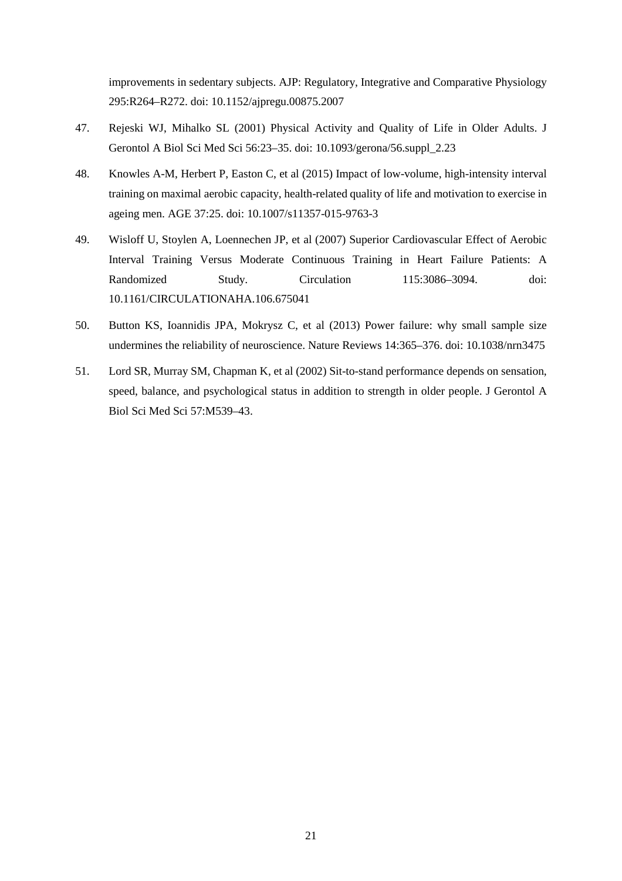improvements in sedentary subjects. AJP: Regulatory, Integrative and Comparative Physiology 295:R264–R272. doi: 10.1152/ajpregu.00875.2007

47. Rejeski WJ, Mihalko SL (2001) Physical Activity and Quality of Life in Older Adults. J Gerontol A Biol Sci Med Sci 56:23–35. doi: 10.1093/gerona/56.suppl_2.23

48. Knowles A-M, Herbert P, Easton C, et al (2015) Impact of low-volume, high-intensity interval training on maximal aerobic capacity, health-related quality of life and motivation to exercise in ageing men. AGE 37:25. doi: 10.1007/s11357-015-9763-3

49. Wisloff U, Stoylen A, Loennechen JP, et al (2007) Superior Cardiovascular Effect of Aerobic Interval Training Versus Moderate Continuous Training in Heart Failure Patients: A Randomized Study. Circulation 115:3086–3094. doi: 10.1161/CIRCULATIONAHA.106.675041

50. Button KS, Ioannidis JPA, Mokrysz C, et al (2013) Power failure: why small sample size undermines the reliability of neuroscience. Nature Reviews 14:365–376. doi: 10.1038/nrn3475

51. Lord SR, Murray SM, Chapman K, et al (2002) Sit-to-stand performance depends on sensation, speed, balance, and psychological status in addition to strength in older people. J Gerontol A Biol Sci Med Sci 57:M539–43.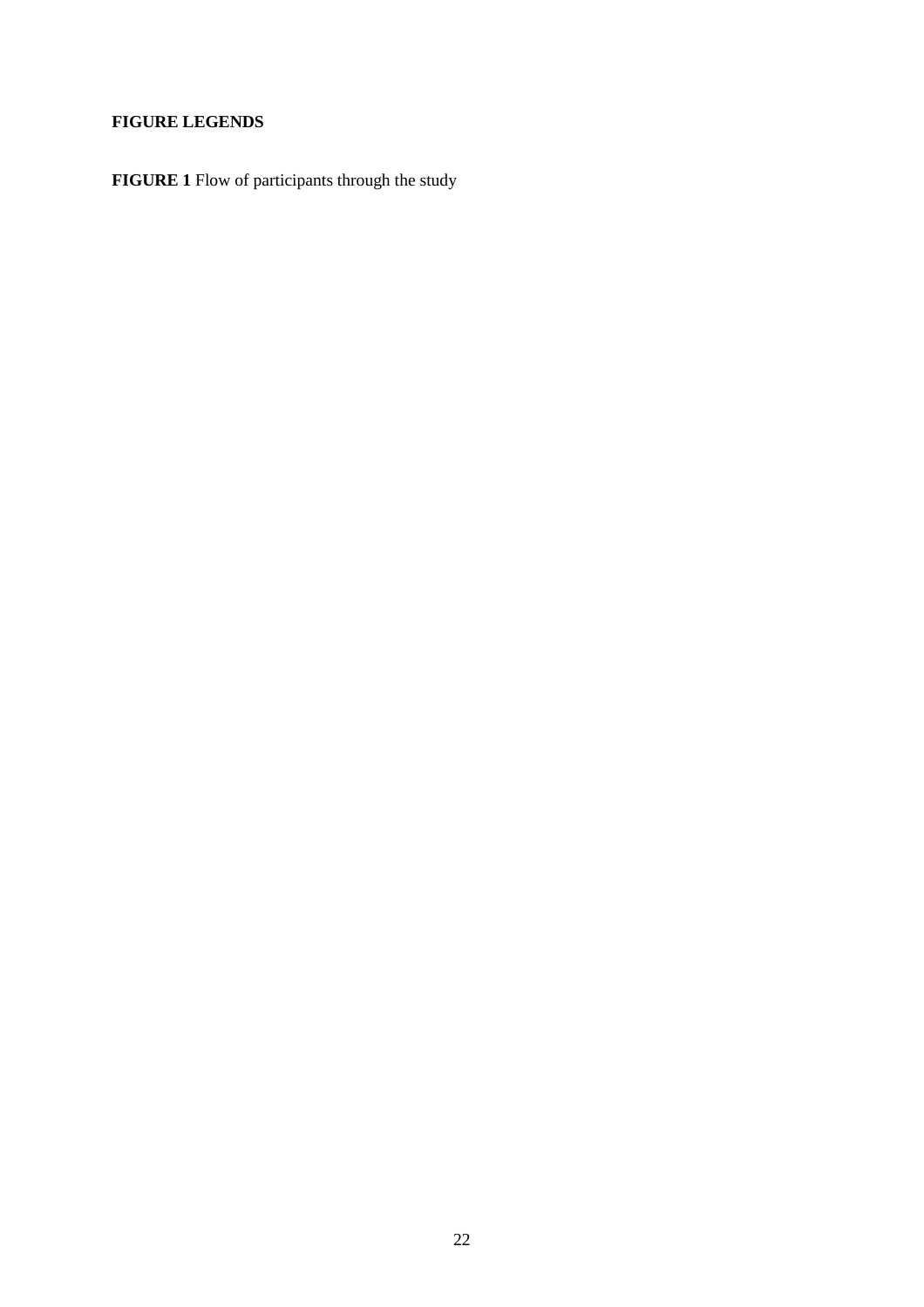**FIGURE LEGENDS**

**FIGURE 1** Flow of participants through the study